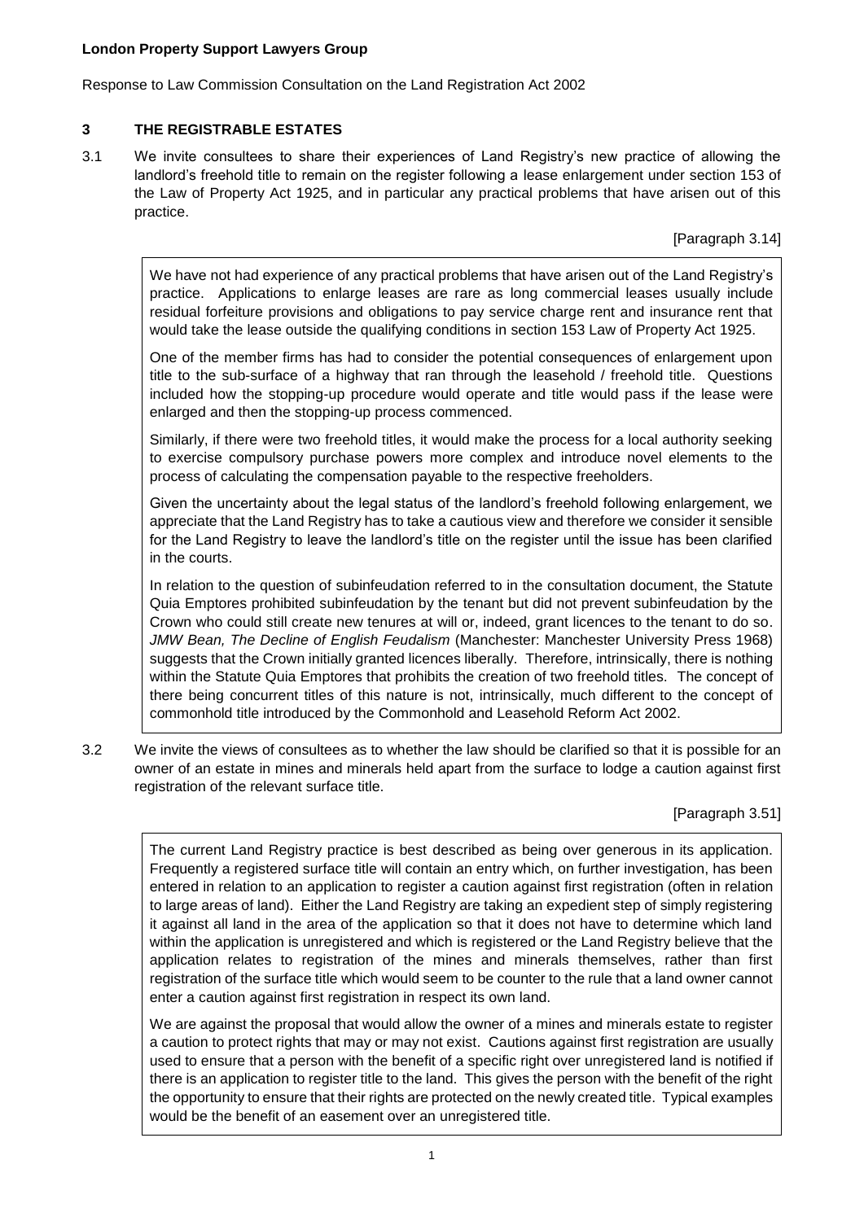**London Property Support Lawyers Group**

Response to Law Commission Consultation on the Land Registration Act 2002

## 3 THE REGISTRABLE ESTATES

3.1 We invite consultees to share their experiences of Land Registry's new practice of allowing the landlord's freehold title to remain on the register following a lease enlargement under section 153 of the Law of Property Act 1925, and in particular any practical problems that have arisen out of this practice.

[Paragraph 3.14]

We have not had experience of any practical problems that have arisen out of the Land Registry's practice. Applications to enlarge leases are rare as long commercial leases usually include residual forfeiture provisions and obligations to pay service charge rent and insurance rent that would take the lease outside the qualifying conditions in section 153 Law of Property Act 1925.

One of the member firms has had to consider the potential consequences of enlargement upon title to the sub-surface of a highway that ran through the leasehold / freehold title. Questions included how the stopping-up procedure would operate and title would pass if the lease were enlarged and then the stopping-up process commenced.

Similarly, if there were two freehold titles, it would make the process for a local authority seeking to exercise compulsory purchase powers more complex and introduce novel elements to the process of calculating the compensation payable to the respective freeholders.

Given the uncertainty about the legal status of the landlord's freehold following enlargement, we appreciate that the Land Registry has to take a cautious view and therefore we consider it sensible for the Land Registry to leave the landlord's title on the register until the issue has been clarified in the courts.

In relation to the question of subinfeudation referred to in the consultation document, the Statute Quia Emptores prohibited subinfeudation by the tenant but did not prevent subinfeudation by the Crown who could still create new tenures at will or, indeed, grant licences to the tenant to do so. *JMW Bean, The Decline of English Feudalism* (Manchester: Manchester University Press 1968) suggests that the Crown initially granted licences liberally. Therefore, intrinsically, there is nothing within the Statute Quia Emptores that prohibits the creation of two freehold titles. The concept of there being concurrent titles of this nature is not, intrinsically, much different to the concept of commonhold title introduced by the Commonhold and Leasehold Reform Act 2002.

3.2 We invite the views of consultees as to whether the law should be clarified so that it is possible for an owner of an estate in mines and minerals held apart from the surface to lodge a caution against first registration of the relevant surface title.

[Paragraph 3.51]

The current Land Registry practice is best described as being over generous in its application. Frequently a registered surface title will contain an entry which, on further investigation, has been entered in relation to an application to register a caution against first registration (often in relation to large areas of land). Either the Land Registry are taking an expedient step of simply registering it against all land in the area of the application so that it does not have to determine which land within the application is unregistered and which is registered or the Land Registry believe that the application relates to registration of the mines and minerals themselves, rather than first registration of the surface title which would seem to be counter to the rule that a land owner cannot enter a caution against first registration in respect its own land.

We are against the proposal that would allow the owner of a mines and minerals estate to register a caution to protect rights that may or may not exist. Cautions against first registration are usually used to ensure that a person with the benefit of a specific right over unregistered land is notified if there is an application to register title to the land. This gives the person with the benefit of the right the opportunity to ensure that their rights are protected on the newly created title. Typical examples would be the benefit of an easement over an unregistered title.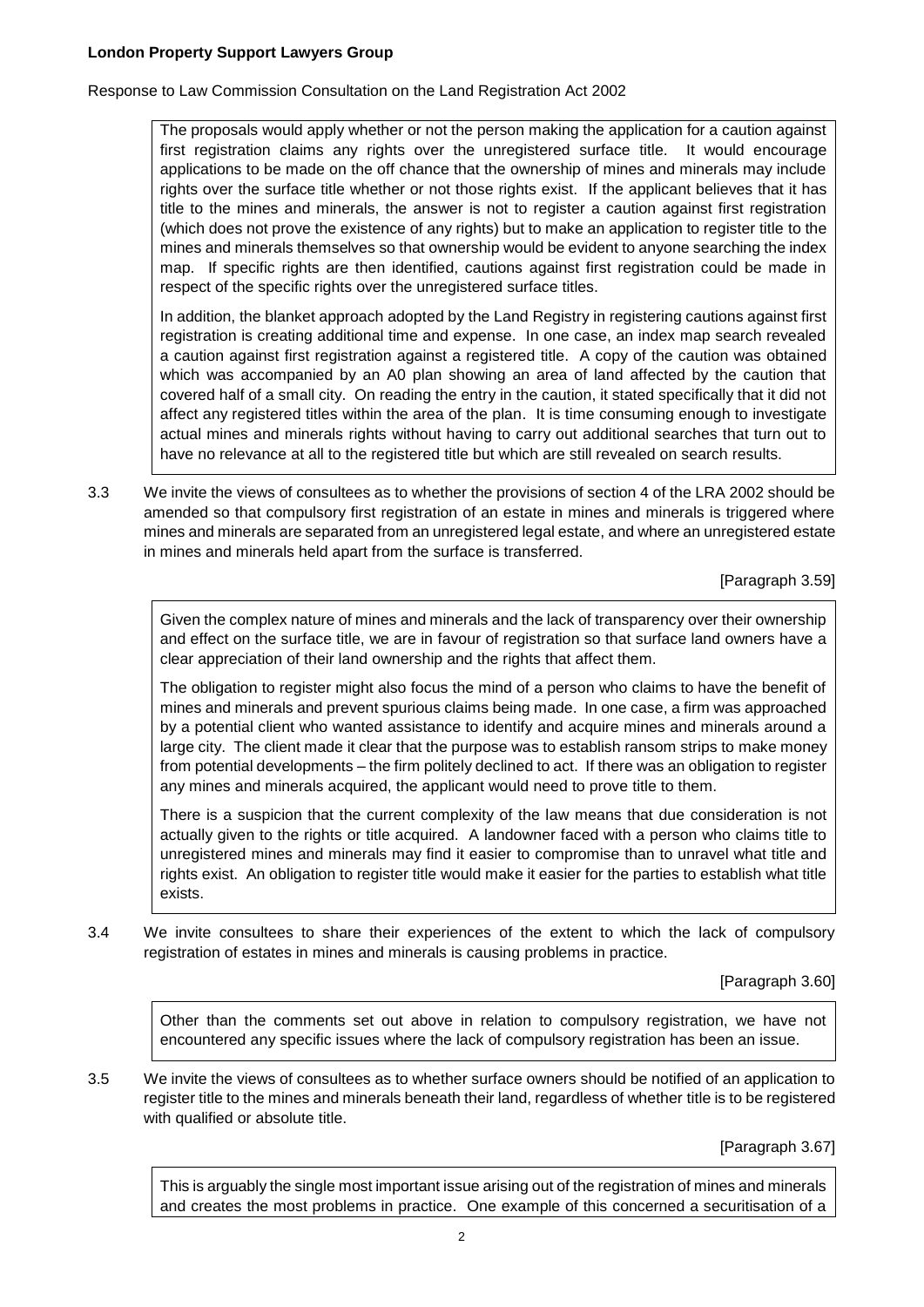**London Property Support Lawyers Group**

Response to Law Commission Consultation on the Land Registration Act 2002

> The proposals would apply whether or not the person making the application for a caution against first registration claims any rights over the unregistered surface title. It would encourage applications to be made on the off chance that the ownership of mines and minerals may include rights over the surface title whether or not those rights exist. If the applicant believes that it has title to the mines and minerals, the answer is not to register a caution against first registration (which does not prove the existence of any rights) but to make an application to register title to the mines and minerals themselves so that ownership would be evident to anyone searching the index map. If specific rights are then identified, cautions against first registration could be made in respect of the specific rights over the unregistered surface titles.
>
> In addition, the blanket approach adopted by the Land Registry in registering cautions against first registration is creating additional time and expense. In one case, an index map search revealed a caution against first registration against a registered title. A copy of the caution was obtained which was accompanied by an A0 plan showing an area of land affected by the caution that covered half of a small city. On reading the entry in the caution, it stated specifically that it did not affect any registered titles within the area of the plan. It is time consuming enough to investigate actual mines and minerals rights without having to carry out additional searches that turn out to have no relevance at all to the registered title but which are still revealed on search results.

3.3 We invite the views of consultees as to whether the provisions of section 4 of the LRA 2002 should be amended so that compulsory first registration of an estate in mines and minerals is triggered where mines and minerals are separated from an unregistered legal estate, and where an unregistered estate in mines and minerals held apart from the surface is transferred.

[Paragraph 3.59]

> Given the complex nature of mines and minerals and the lack of transparency over their ownership and effect on the surface title, we are in favour of registration so that surface land owners have a clear appreciation of their land ownership and the rights that affect them.
>
> The obligation to register might also focus the mind of a person who claims to have the benefit of mines and minerals and prevent spurious claims being made. In one case, a firm was approached by a potential client who wanted assistance to identify and acquire mines and minerals around a large city. The client made it clear that the purpose was to establish ransom strips to make money from potential developments – the firm politely declined to act. If there was an obligation to register any mines and minerals acquired, the applicant would need to prove title to them.
>
> There is a suspicion that the current complexity of the law means that due consideration is not actually given to the rights or title acquired. A landowner faced with a person who claims title to unregistered mines and minerals may find it easier to compromise than to unravel what title and rights exist. An obligation to register title would make it easier for the parties to establish what title exists.

3.4 We invite consultees to share their experiences of the extent to which the lack of compulsory registration of estates in mines and minerals is causing problems in practice.

[Paragraph 3.60]

> Other than the comments set out above in relation to compulsory registration, we have not encountered any specific issues where the lack of compulsory registration has been an issue.

3.5 We invite the views of consultees as to whether surface owners should be notified of an application to register title to the mines and minerals beneath their land, regardless of whether title is to be registered with qualified or absolute title.

[Paragraph 3.67]

> This is arguably the single most important issue arising out of the registration of mines and minerals and creates the most problems in practice. One example of this concerned a securitisation of a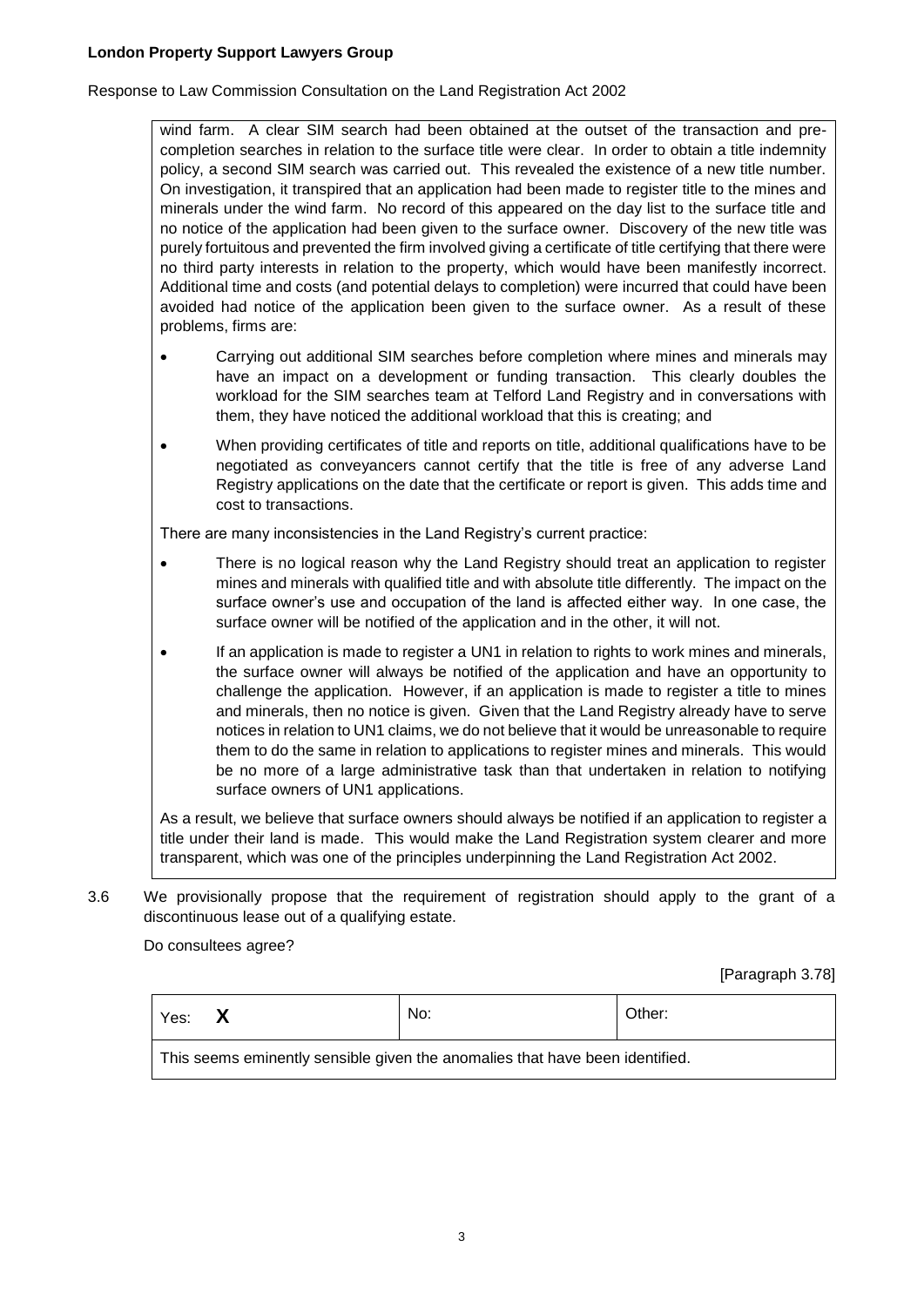wind farm. A clear SIM search had been obtained at the outset of the transaction and pre-completion searches in relation to the surface title were clear. In order to obtain a title indemnity policy, a second SIM search was carried out. This revealed the existence of a new title number. On investigation, it transpired that an application had been made to register title to the mines and minerals under the wind farm. No record of this appeared on the day list to the surface title and no notice of the application had been given to the surface owner. Discovery of the new title was purely fortuitous and prevented the firm involved giving a certificate of title certifying that there were no third party interests in relation to the property, which would have been manifestly incorrect. Additional time and costs (and potential delays to completion) were incurred that could have been avoided had notice of the application been given to the surface owner. As a result of these problems, firms are:

- Carrying out additional SIM searches before completion where mines and minerals may have an impact on a development or funding transaction. This clearly doubles the workload for the SIM searches team at Telford Land Registry and in conversations with them, they have noticed the additional workload that this is creating; and
- When providing certificates of title and reports on title, additional qualifications have to be negotiated as conveyancers cannot certify that the title is free of any adverse Land Registry applications on the date that the certificate or report is given. This adds time and cost to transactions.

There are many inconsistencies in the Land Registry's current practice:

- There is no logical reason why the Land Registry should treat an application to register mines and minerals with qualified title and with absolute title differently. The impact on the surface owner's use and occupation of the land is affected either way. In one case, the surface owner will be notified of the application and in the other, it will not.
- If an application is made to register a UN1 in relation to rights to work mines and minerals, the surface owner will always be notified of the application and have an opportunity to challenge the application. However, if an application is made to register a title to mines and minerals, then no notice is given. Given that the Land Registry already have to serve notices in relation to UN1 claims, we do not believe that it would be unreasonable to require them to do the same in relation to applications to register mines and minerals. This would be no more of a large administrative task than that undertaken in relation to notifying surface owners of UN1 applications.

As a result, we believe that surface owners should always be notified if an application to register a title under their land is made. This would make the Land Registration system clearer and more transparent, which was one of the principles underpinning the Land Registration Act 2002.

3.6 We provisionally propose that the requirement of registration should apply to the grant of a discontinuous lease out of a qualifying estate.

Do consultees agree?

[Paragraph 3.78]

| Yes: **X** | No: | Other: |
|---|---|---|
| This seems eminently sensible given the anomalies that have been identified. | | |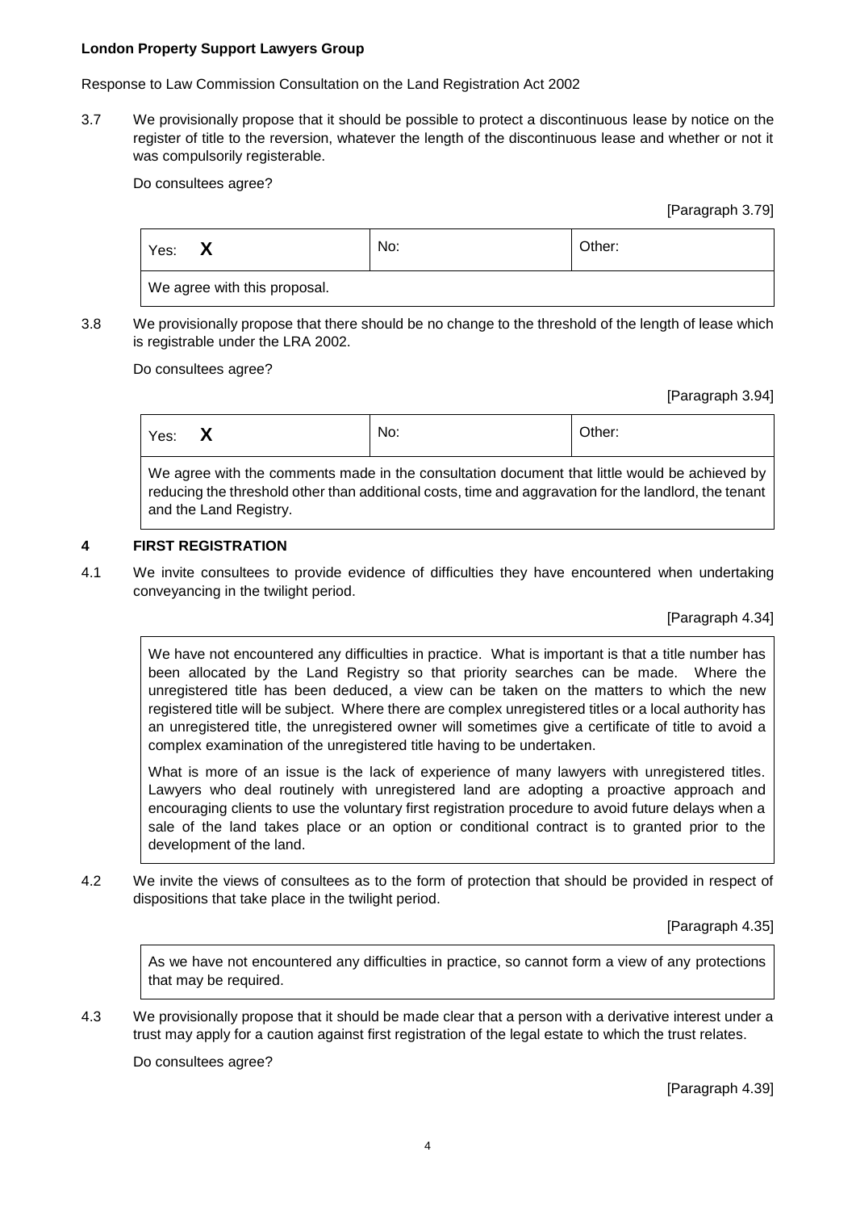**London Property Support Lawyers Group**

Response to Law Commission Consultation on the Land Registration Act 2002

3.7 We provisionally propose that it should be possible to protect a discontinuous lease by notice on the register of title to the reversion, whatever the length of the discontinuous lease and whether or not it was compulsorily registerable.

Do consultees agree?

[Paragraph 3.79]

| Yes: **X** | No: | Other: |
|---|---|---|
| We agree with this proposal. | | |

3.8 We provisionally propose that there should be no change to the threshold of the length of lease which is registrable under the LRA 2002.

Do consultees agree?

[Paragraph 3.94]

| Yes: **X** | No: | Other: |
|---|---|---|
| We agree with the comments made in the consultation document that little would be achieved by reducing the threshold other than additional costs, time and aggravation for the landlord, the tenant and the Land Registry. | | |

## 4 FIRST REGISTRATION

4.1 We invite consultees to provide evidence of difficulties they have encountered when undertaking conveyancing in the twilight period.

[Paragraph 4.34]

We have not encountered any difficulties in practice. What is important is that a title number has been allocated by the Land Registry so that priority searches can be made. Where the unregistered title has been deduced, a view can be taken on the matters to which the new registered title will be subject. Where there are complex unregistered titles or a local authority has an unregistered title, the unregistered owner will sometimes give a certificate of title to avoid a complex examination of the unregistered title having to be undertaken.

What is more of an issue is the lack of experience of many lawyers with unregistered titles. Lawyers who deal routinely with unregistered land are adopting a proactive approach and encouraging clients to use the voluntary first registration procedure to avoid future delays when a sale of the land takes place or an option or conditional contract is to granted prior to the development of the land.

4.2 We invite the views of consultees as to the form of protection that should be provided in respect of dispositions that take place in the twilight period.

[Paragraph 4.35]

As we have not encountered any difficulties in practice, so cannot form a view of any protections that may be required.

4.3 We provisionally propose that it should be made clear that a person with a derivative interest under a trust may apply for a caution against first registration of the legal estate to which the trust relates.

Do consultees agree?

[Paragraph 4.39]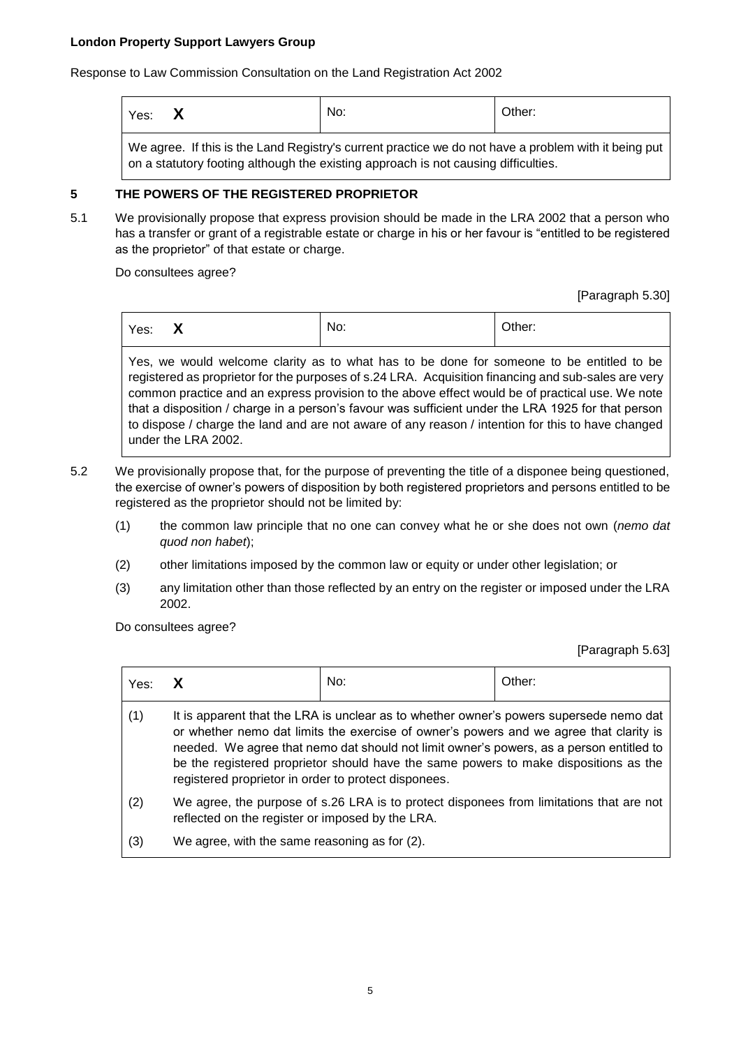| Yes: **X** | No: | Other: |
|---|---|---|
| We agree. If this is the Land Registry's current practice we do not have a problem with it being put on a statutory footing although the existing approach is not causing difficulties. | | |

## 5 THE POWERS OF THE REGISTERED PROPRIETOR

5.1 We provisionally propose that express provision should be made in the LRA 2002 that a person who has a transfer or grant of a registrable estate or charge in his or her favour is "entitled to be registered as the proprietor" of that estate or charge.

Do consultees agree?

[Paragraph 5.30]

| Yes: **X** | No: | Other: |
|---|---|---|
| Yes, we would welcome clarity as to what has to be done for someone to be entitled to be registered as proprietor for the purposes of s.24 LRA. Acquisition financing and sub-sales are very common practice and an express provision to the above effect would be of practical use. We note that a disposition / charge in a person's favour was sufficient under the LRA 1925 for that person to dispose / charge the land and are not aware of any reason / intention for this to have changed under the LRA 2002. | | |

5.2 We provisionally propose that, for the purpose of preventing the title of a disponee being questioned, the exercise of owner's powers of disposition by both registered proprietors and persons entitled to be registered as the proprietor should not be limited by:

(1) the common law principle that no one can convey what he or she does not own (*nemo dat quod non habet*);

(2) other limitations imposed by the common law or equity or under other legislation; or

(3) any limitation other than those reflected by an entry on the register or imposed under the LRA 2002.

Do consultees agree?

[Paragraph 5.63]

| Yes: | **X** | No: | Other: |
|---|---|---|---|
| (1) | It is apparent that the LRA is unclear as to whether owner's powers supersede nemo dat or whether nemo dat limits the exercise of owner's powers and we agree that clarity is needed. We agree that nemo dat should not limit owner's powers, as a person entitled to be the registered proprietor should have the same powers to make dispositions as the registered proprietor in order to protect disponees. | | |
| (2) | We agree, the purpose of s.26 LRA is to protect disponees from limitations that are not reflected on the register or imposed by the LRA. | | |
| (3) | We agree, with the same reasoning as for (2). | | |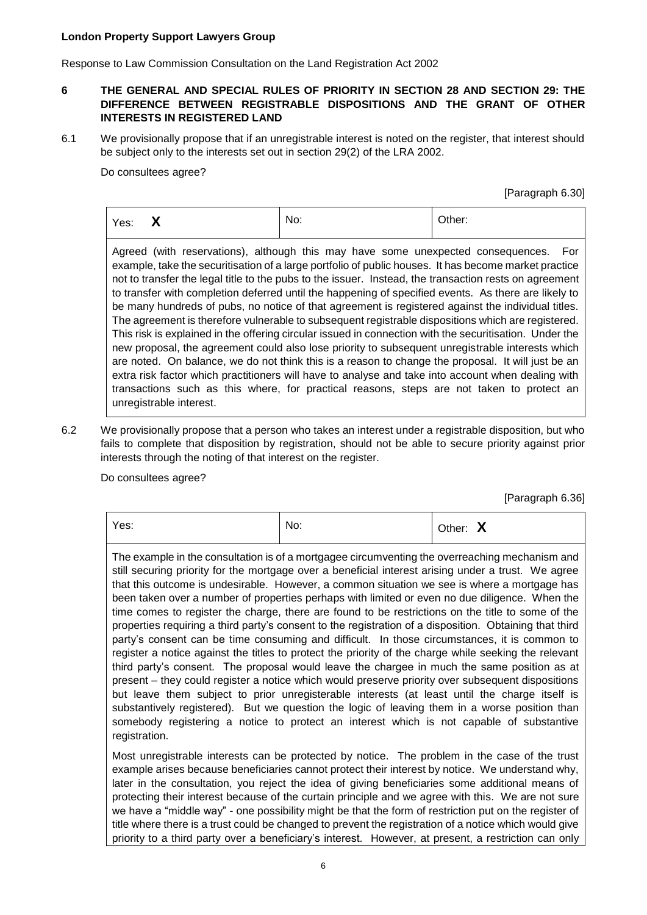**London Property Support Lawyers Group**

Response to Law Commission Consultation on the Land Registration Act 2002

## 6 THE GENERAL AND SPECIAL RULES OF PRIORITY IN SECTION 28 AND SECTION 29: THE DIFFERENCE BETWEEN REGISTRABLE DISPOSITIONS AND THE GRANT OF OTHER INTERESTS IN REGISTERED LAND

6.1 We provisionally propose that if an unregistrable interest is noted on the register, that interest should be subject only to the interests set out in section 29(2) of the LRA 2002.

Do consultees agree?

[Paragraph 6.30]

| Yes: **X** | No: | Other: |
|---|---|---|
| Agreed (with reservations), although this may have some unexpected consequences. For example, take the securitisation of a large portfolio of public houses. It has become market practice not to transfer the legal title to the pubs to the issuer. Instead, the transaction rests on agreement to transfer with completion deferred until the happening of specified events. As there are likely to be many hundreds of pubs, no notice of that agreement is registered against the individual titles. The agreement is therefore vulnerable to subsequent registrable dispositions which are registered. This risk is explained in the offering circular issued in connection with the securitisation. Under the new proposal, the agreement could also lose priority to subsequent unregistrable interests which are noted. On balance, we do not think this is a reason to change the proposal. It will just be an extra risk factor which practitioners will have to analyse and take into account when dealing with transactions such as this where, for practical reasons, steps are not taken to protect an unregistrable interest. | | |

6.2 We provisionally propose that a person who takes an interest under a registrable disposition, but who fails to complete that disposition by registration, should not be able to secure priority against prior interests through the noting of that interest on the register.

Do consultees agree?

[Paragraph 6.36]

| Yes: | No: | Other: **X** |
|---|---|---|
| The example in the consultation is of a mortgagee circumventing the overreaching mechanism and still securing priority for the mortgage over a beneficial interest arising under a trust. We agree that this outcome is undesirable. However, a common situation we see is where a mortgage has been taken over a number of properties perhaps with limited or even no due diligence. When the time comes to register the charge, there are found to be restrictions on the title to some of the properties requiring a third party's consent to the registration of a disposition. Obtaining that third party's consent can be time consuming and difficult. In those circumstances, it is common to register a notice against the titles to protect the priority of the charge while seeking the relevant third party's consent. The proposal would leave the chargee in much the same position as at present – they could register a notice which would preserve priority over subsequent dispositions but leave them subject to prior unregisterable interests (at least until the charge itself is substantively registered). But we question the logic of leaving them in a worse position than somebody registering a notice to protect an interest which is not capable of substantive registration. <br><br> Most unregistrable interests can be protected by notice. The problem in the case of the trust example arises because beneficiaries cannot protect their interest by notice. We understand why, later in the consultation, you reject the idea of giving beneficiaries some additional means of protecting their interest because of the curtain principle and we agree with this. We are not sure we have a "middle way" - one possibility might be that the form of restriction put on the register of title where there is a trust could be changed to prevent the registration of a notice which would give priority to a third party over a beneficiary's interest. However, at present, a restriction can only | | |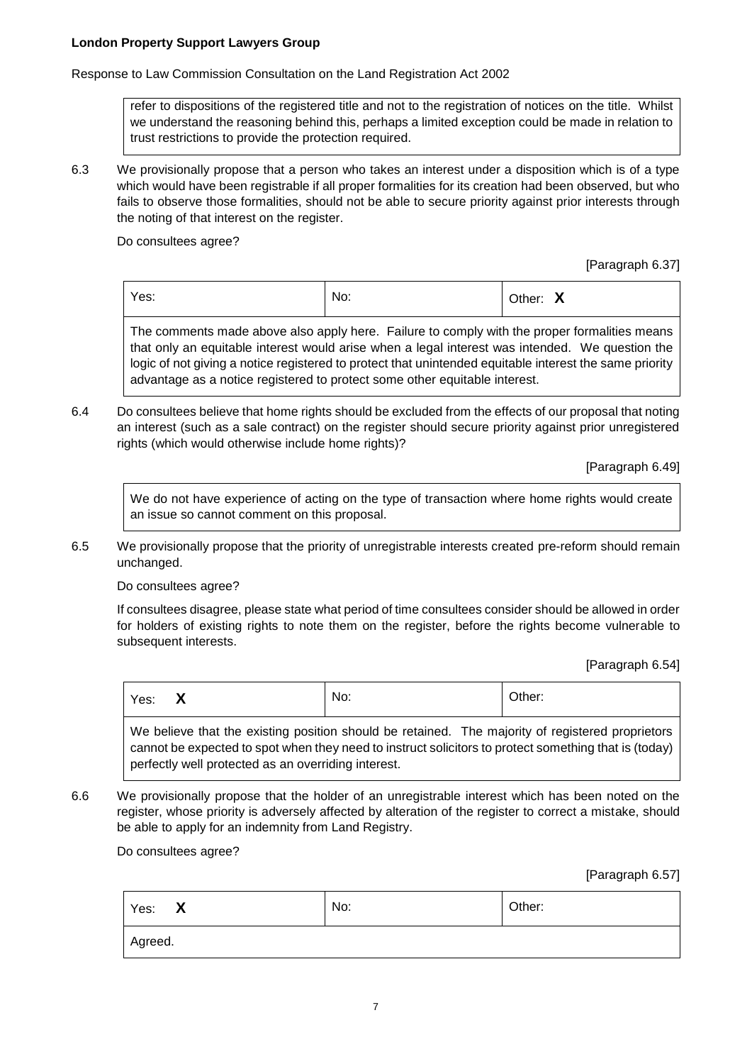refer to dispositions of the registered title and not to the registration of notices on the title. Whilst we understand the reasoning behind this, perhaps a limited exception could be made in relation to trust restrictions to provide the protection required.

6.3 We provisionally propose that a person who takes an interest under a disposition which is of a type which would have been registrable if all proper formalities for its creation had been observed, but who fails to observe those formalities, should not be able to secure priority against prior interests through the noting of that interest on the register.

Do consultees agree?

[Paragraph 6.37]

| Yes: | No: | Other: **X** |
|---|---|---|
| The comments made above also apply here. Failure to comply with the proper formalities means that only an equitable interest would arise when a legal interest was intended. We question the logic of not giving a notice registered to protect that unintended equitable interest the same priority advantage as a notice registered to protect some other equitable interest. | | |

6.4 Do consultees believe that home rights should be excluded from the effects of our proposal that noting an interest (such as a sale contract) on the register should secure priority against prior unregistered rights (which would otherwise include home rights)?

[Paragraph 6.49]

We do not have experience of acting on the type of transaction where home rights would create an issue so cannot comment on this proposal.

6.5 We provisionally propose that the priority of unregistrable interests created pre-reform should remain unchanged.

Do consultees agree?

If consultees disagree, please state what period of time consultees consider should be allowed in order for holders of existing rights to note them on the register, before the rights become vulnerable to subsequent interests.

[Paragraph 6.54]

| Yes: **X** | No: | Other: |
|---|---|---|
| We believe that the existing position should be retained. The majority of registered proprietors cannot be expected to spot when they need to instruct solicitors to protect something that is (today) perfectly well protected as an overriding interest. | | |

6.6 We provisionally propose that the holder of an unregistrable interest which has been noted on the register, whose priority is adversely affected by alteration of the register to correct a mistake, should be able to apply for an indemnity from Land Registry.

Do consultees agree?

[Paragraph 6.57]

| Yes: **X** | No: | Other: |
|---|---|---|
| Agreed. | | |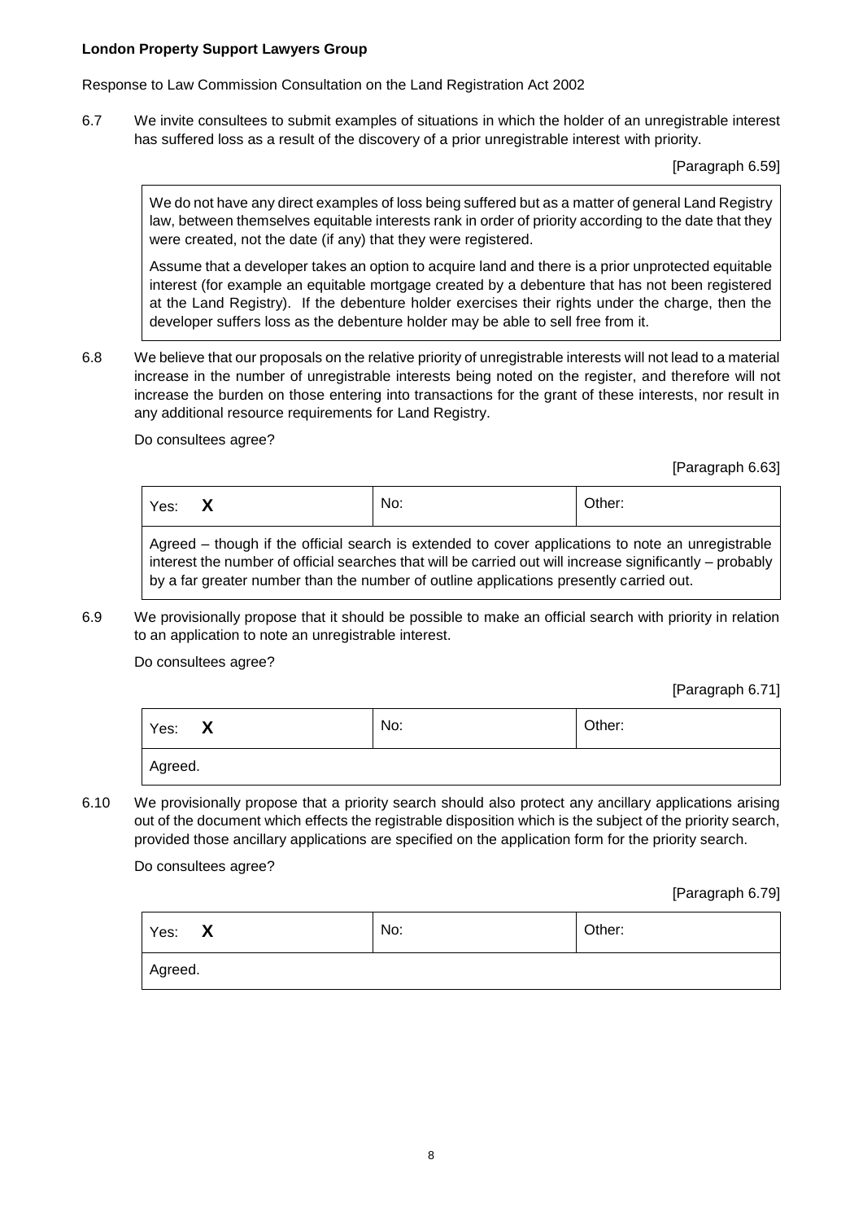**London Property Support Lawyers Group**

Response to Law Commission Consultation on the Land Registration Act 2002

6.7 We invite consultees to submit examples of situations in which the holder of an unregistrable interest has suffered loss as a result of the discovery of a prior unregistrable interest with priority.

[Paragraph 6.59]

> We do not have any direct examples of loss being suffered but as a matter of general Land Registry law, between themselves equitable interests rank in order of priority according to the date that they were created, not the date (if any) that they were registered.
>
> Assume that a developer takes an option to acquire land and there is a prior unprotected equitable interest (for example an equitable mortgage created by a debenture that has not been registered at the Land Registry). If the debenture holder exercises their rights under the charge, then the developer suffers loss as the debenture holder may be able to sell free from it.

6.8 We believe that our proposals on the relative priority of unregistrable interests will not lead to a material increase in the number of unregistrable interests being noted on the register, and therefore will not increase the burden on those entering into transactions for the grant of these interests, nor result in any additional resource requirements for Land Registry.

Do consultees agree?

[Paragraph 6.63]

| Yes: **X** | No: | Other: |
|---|---|---|
| Agreed – though if the official search is extended to cover applications to note an unregistrable interest the number of official searches that will be carried out will increase significantly – probably by a far greater number than the number of outline applications presently carried out. | | |

6.9 We provisionally propose that it should be possible to make an official search with priority in relation to an application to note an unregistrable interest.

Do consultees agree?

[Paragraph 6.71]

| Yes: **X** | No: | Other: |
|---|---|---|
| Agreed. | | |

6.10 We provisionally propose that a priority search should also protect any ancillary applications arising out of the document which effects the registrable disposition which is the subject of the priority search, provided those ancillary applications are specified on the application form for the priority search.

Do consultees agree?

[Paragraph 6.79]

| Yes: **X** | No: | Other: |
|---|---|---|
| Agreed. | | |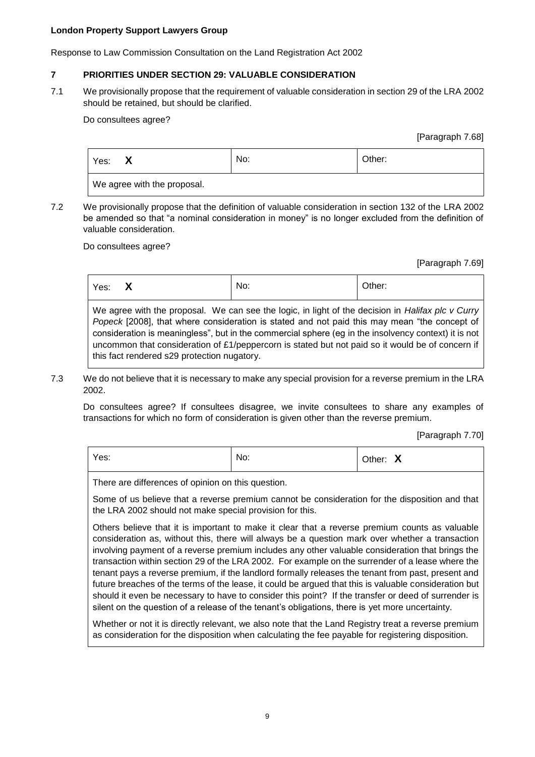**London Property Support Lawyers Group**

Response to Law Commission Consultation on the Land Registration Act 2002

## 7 PRIORITIES UNDER SECTION 29: VALUABLE CONSIDERATION

7.1 We provisionally propose that the requirement of valuable consideration in section 29 of the LRA 2002 should be retained, but should be clarified.

Do consultees agree?

[Paragraph 7.68]

| Yes: **X** | No: | Other: |
|---|---|---|
| We agree with the proposal. | | |

7.2 We provisionally propose that the definition of valuable consideration in section 132 of the LRA 2002 be amended so that "a nominal consideration in money" is no longer excluded from the definition of valuable consideration.

Do consultees agree?

[Paragraph 7.69]

| Yes: **X** | No: | Other: |
|---|---|---|
| We agree with the proposal. We can see the logic, in light of the decision in *Halifax plc v Curry Popeck* [2008], that where consideration is stated and not paid this may mean "the concept of consideration is meaningless", but in the commercial sphere (eg in the insolvency context) it is not uncommon that consideration of £1/peppercorn is stated but not paid so it would be of concern if this fact rendered s29 protection nugatory. | | |

7.3 We do not believe that it is necessary to make any special provision for a reverse premium in the LRA 2002.

Do consultees agree? If consultees disagree, we invite consultees to share any examples of transactions for which no form of consideration is given other than the reverse premium.

[Paragraph 7.70]

| Yes: | No: | Other: **X** |
|---|---|---|
| There are differences of opinion on this question.<br><br>Some of us believe that a reverse premium cannot be consideration for the disposition and that the LRA 2002 should not make special provision for this.<br><br>Others believe that it is important to make it clear that a reverse premium counts as valuable consideration as, without this, there will always be a question mark over whether a transaction involving payment of a reverse premium includes any other valuable consideration that brings the transaction within section 29 of the LRA 2002. For example on the surrender of a lease where the tenant pays a reverse premium, if the landlord formally releases the tenant from past, present and future breaches of the terms of the lease, it could be argued that this is valuable consideration but should it even be necessary to have to consider this point? If the transfer or deed of surrender is silent on the question of a release of the tenant's obligations, there is yet more uncertainty.<br><br>Whether or not it is directly relevant, we also note that the Land Registry treat a reverse premium as consideration for the disposition when calculating the fee payable for registering disposition. | | |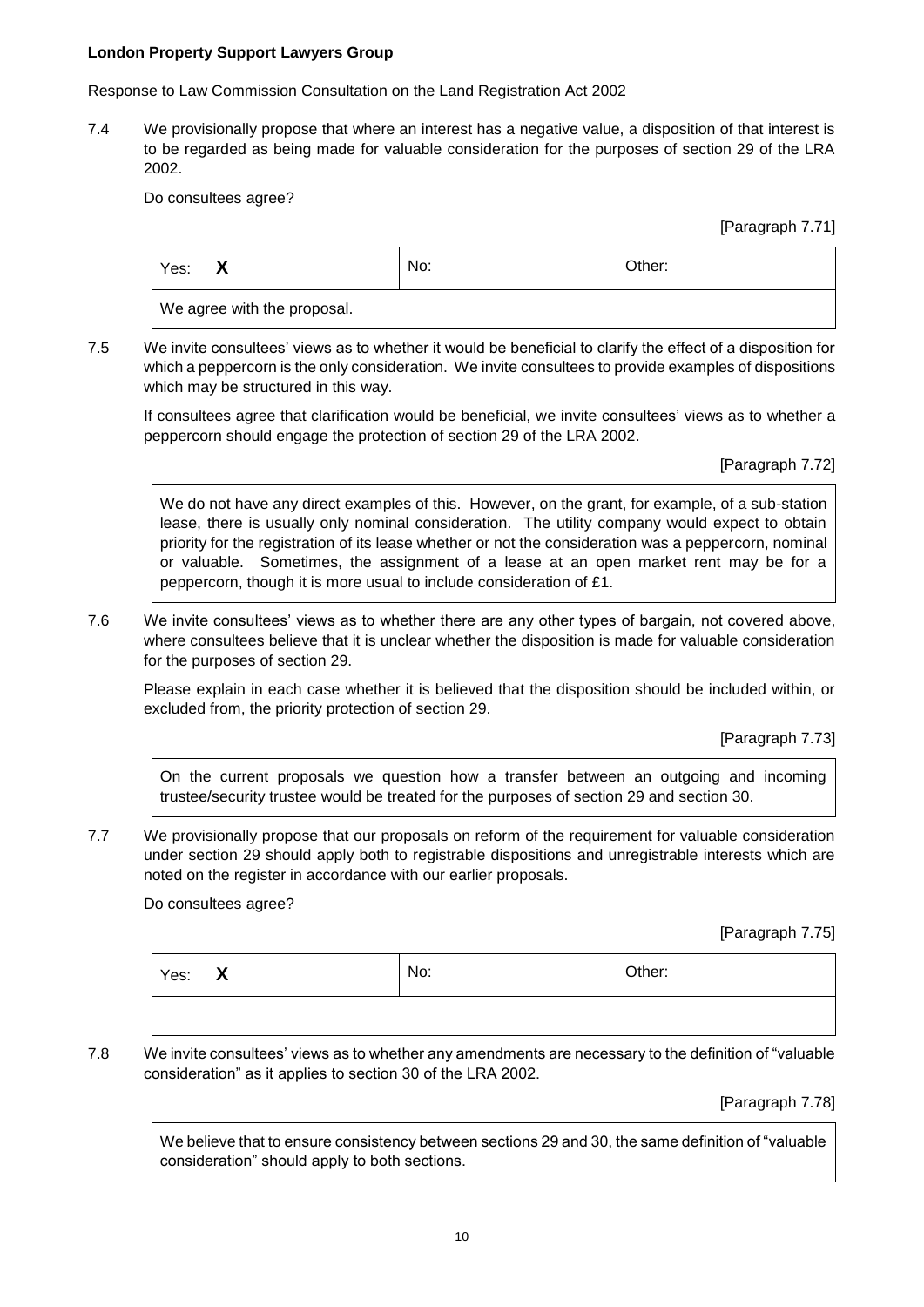**London Property Support Lawyers Group**

Response to Law Commission Consultation on the Land Registration Act 2002

7.4 We provisionally propose that where an interest has a negative value, a disposition of that interest is to be regarded as being made for valuable consideration for the purposes of section 29 of the LRA 2002.

Do consultees agree?

[Paragraph 7.71]

| Yes: **X** | No: | Other: |
|---|---|---|
| We agree with the proposal. | | |

7.5 We invite consultees' views as to whether it would be beneficial to clarify the effect of a disposition for which a peppercorn is the only consideration. We invite consultees to provide examples of dispositions which may be structured in this way.

If consultees agree that clarification would be beneficial, we invite consultees' views as to whether a peppercorn should engage the protection of section 29 of the LRA 2002.

[Paragraph 7.72]

> We do not have any direct examples of this. However, on the grant, for example, of a sub-station lease, there is usually only nominal consideration. The utility company would expect to obtain priority for the registration of its lease whether or not the consideration was a peppercorn, nominal or valuable. Sometimes, the assignment of a lease at an open market rent may be for a peppercorn, though it is more usual to include consideration of £1.

7.6 We invite consultees' views as to whether there are any other types of bargain, not covered above, where consultees believe that it is unclear whether the disposition is made for valuable consideration for the purposes of section 29.

Please explain in each case whether it is believed that the disposition should be included within, or excluded from, the priority protection of section 29.

[Paragraph 7.73]

> On the current proposals we question how a transfer between an outgoing and incoming trustee/security trustee would be treated for the purposes of section 29 and section 30.

7.7 We provisionally propose that our proposals on reform of the requirement for valuable consideration under section 29 should apply both to registrable dispositions and unregistrable interests which are noted on the register in accordance with our earlier proposals.

Do consultees agree?

[Paragraph 7.75]

| Yes: **X** | No: | Other: |
|---|---|---|
| | | |

7.8 We invite consultees' views as to whether any amendments are necessary to the definition of "valuable consideration" as it applies to section 30 of the LRA 2002.

[Paragraph 7.78]

> We believe that to ensure consistency between sections 29 and 30, the same definition of "valuable consideration" should apply to both sections.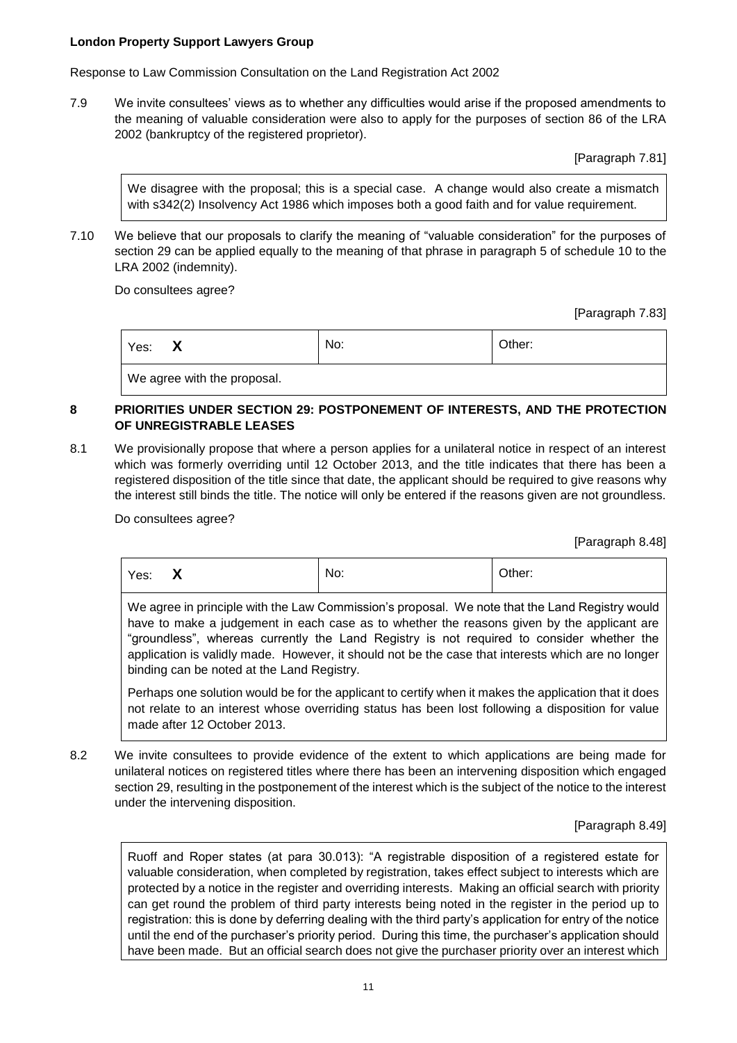**London Property Support Lawyers Group**

Response to Law Commission Consultation on the Land Registration Act 2002

7.9 We invite consultees' views as to whether any difficulties would arise if the proposed amendments to the meaning of valuable consideration were also to apply for the purposes of section 86 of the LRA 2002 (bankruptcy of the registered proprietor).

[Paragraph 7.81]

> We disagree with the proposal; this is a special case. A change would also create a mismatch with s342(2) Insolvency Act 1986 which imposes both a good faith and for value requirement.

7.10 We believe that our proposals to clarify the meaning of "valuable consideration" for the purposes of section 29 can be applied equally to the meaning of that phrase in paragraph 5 of schedule 10 to the LRA 2002 (indemnity).

Do consultees agree?

[Paragraph 7.83]

| Yes: X | No: | Other: |
|---|---|---|
| We agree with the proposal. | | |

## 8 PRIORITIES UNDER SECTION 29: POSTPONEMENT OF INTERESTS, AND THE PROTECTION OF UNREGISTRABLE LEASES

8.1 We provisionally propose that where a person applies for a unilateral notice in respect of an interest which was formerly overriding until 12 October 2013, and the title indicates that there has been a registered disposition of the title since that date, the applicant should be required to give reasons why the interest still binds the title. The notice will only be entered if the reasons given are not groundless.

Do consultees agree?

[Paragraph 8.48]

| Yes: X | No: | Other: |
|---|---|---|
| We agree in principle with the Law Commission's proposal. We note that the Land Registry would have to make a judgement in each case as to whether the reasons given by the applicant are "groundless", whereas currently the Land Registry is not required to consider whether the application is validly made. However, it should not be the case that interests which are no longer binding can be noted at the Land Registry. <br><br> Perhaps one solution would be for the applicant to certify when it makes the application that it does not relate to an interest whose overriding status has been lost following a disposition for value made after 12 October 2013. | | |

8.2 We invite consultees to provide evidence of the extent to which applications are being made for unilateral notices on registered titles where there has been an intervening disposition which engaged section 29, resulting in the postponement of the interest which is the subject of the notice to the interest under the intervening disposition.

[Paragraph 8.49]

> Ruoff and Roper states (at para 30.013): "A registrable disposition of a registered estate for valuable consideration, when completed by registration, takes effect subject to interests which are protected by a notice in the register and overriding interests. Making an official search with priority can get round the problem of third party interests being noted in the register in the period up to registration: this is done by deferring dealing with the third party's application for entry of the notice until the end of the purchaser's priority period. During this time, the purchaser's application should have been made. But an official search does not give the purchaser priority over an interest which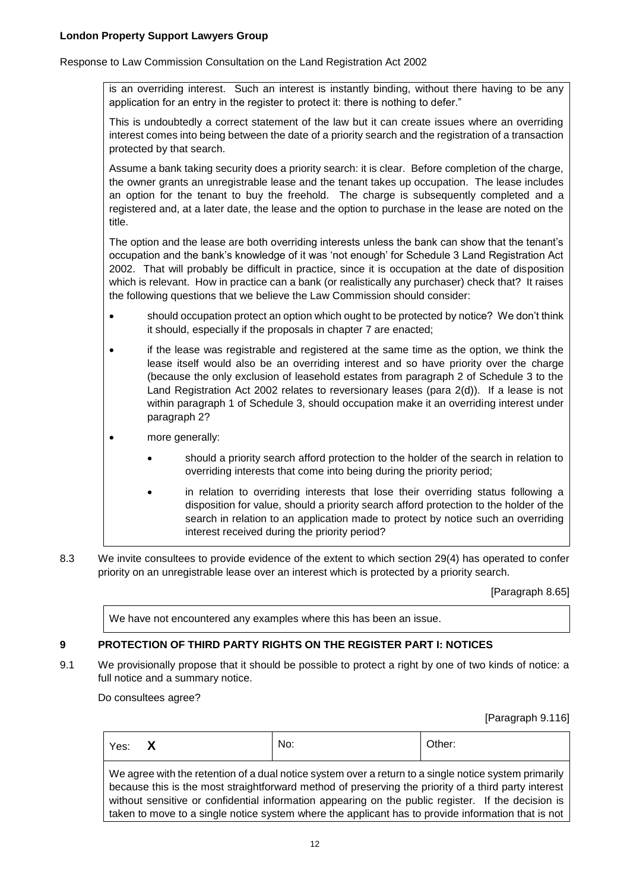is an overriding interest. Such an interest is instantly binding, without there having to be any application for an entry in the register to protect it: there is nothing to defer."

This is undoubtedly a correct statement of the law but it can create issues where an overriding interest comes into being between the date of a priority search and the registration of a transaction protected by that search.

Assume a bank taking security does a priority search: it is clear. Before completion of the charge, the owner grants an unregistrable lease and the tenant takes up occupation. The lease includes an option for the tenant to buy the freehold. The charge is subsequently completed and a registered and, at a later date, the lease and the option to purchase in the lease are noted on the title.

The option and the lease are both overriding interests unless the bank can show that the tenant's occupation and the bank's knowledge of it was 'not enough' for Schedule 3 Land Registration Act 2002. That will probably be difficult in practice, since it is occupation at the date of disposition which is relevant. How in practice can a bank (or realistically any purchaser) check that? It raises the following questions that we believe the Law Commission should consider:

- should occupation protect an option which ought to be protected by notice? We don't think it should, especially if the proposals in chapter 7 are enacted;
- if the lease was registrable and registered at the same time as the option, we think the lease itself would also be an overriding interest and so have priority over the charge (because the only exclusion of leasehold estates from paragraph 2 of Schedule 3 to the Land Registration Act 2002 relates to reversionary leases (para 2(d)). If a lease is not within paragraph 1 of Schedule 3, should occupation make it an overriding interest under paragraph 2?
- more generally:
  - should a priority search afford protection to the holder of the search in relation to overriding interests that come into being during the priority period;
  - in relation to overriding interests that lose their overriding status following a disposition for value, should a priority search afford protection to the holder of the search in relation to an application made to protect by notice such an overriding interest received during the priority period?

8.3 We invite consultees to provide evidence of the extent to which section 29(4) has operated to confer priority on an unregistrable lease over an interest which is protected by a priority search.

[Paragraph 8.65]

We have not encountered any examples where this has been an issue.

## 9 PROTECTION OF THIRD PARTY RIGHTS ON THE REGISTER PART I: NOTICES

9.1 We provisionally propose that it should be possible to protect a right by one of two kinds of notice: a full notice and a summary notice.

Do consultees agree?

[Paragraph 9.116]

| Yes: **X** | No: | Other: |
|---|---|---|

We agree with the retention of a dual notice system over a return to a single notice system primarily because this is the most straightforward method of preserving the priority of a third party interest without sensitive or confidential information appearing on the public register. If the decision is taken to move to a single notice system where the applicant has to provide information that is not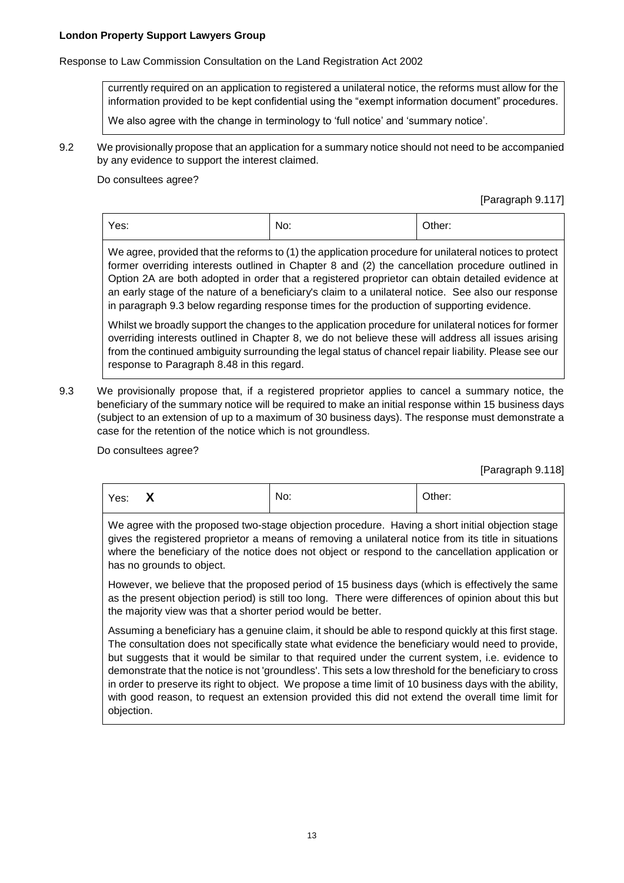currently required on an application to registered a unilateral notice, the reforms must allow for the information provided to be kept confidential using the "exempt information document" procedures.

We also agree with the change in terminology to 'full notice' and 'summary notice'.

9.2 We provisionally propose that an application for a summary notice should not need to be accompanied by any evidence to support the interest claimed.

Do consultees agree?

[Paragraph 9.117]

| Yes: | No: | Other: |
|---|---|---|

We agree, provided that the reforms to (1) the application procedure for unilateral notices to protect former overriding interests outlined in Chapter 8 and (2) the cancellation procedure outlined in Option 2A are both adopted in order that a registered proprietor can obtain detailed evidence at an early stage of the nature of a beneficiary's claim to a unilateral notice. See also our response in paragraph 9.3 below regarding response times for the production of supporting evidence.

Whilst we broadly support the changes to the application procedure for unilateral notices for former overriding interests outlined in Chapter 8, we do not believe these will address all issues arising from the continued ambiguity surrounding the legal status of chancel repair liability. Please see our response to Paragraph 8.48 in this regard.

9.3 We provisionally propose that, if a registered proprietor applies to cancel a summary notice, the beneficiary of the summary notice will be required to make an initial response within 15 business days (subject to an extension of up to a maximum of 30 business days). The response must demonstrate a case for the retention of the notice which is not groundless.

Do consultees agree?

[Paragraph 9.118]

| Yes: **X** | No: | Other: |
|---|---|---|

We agree with the proposed two-stage objection procedure. Having a short initial objection stage gives the registered proprietor a means of removing a unilateral notice from its title in situations where the beneficiary of the notice does not object or respond to the cancellation application or has no grounds to object.

However, we believe that the proposed period of 15 business days (which is effectively the same as the present objection period) is still too long. There were differences of opinion about this but the majority view was that a shorter period would be better.

Assuming a beneficiary has a genuine claim, it should be able to respond quickly at this first stage. The consultation does not specifically state what evidence the beneficiary would need to provide, but suggests that it would be similar to that required under the current system, i.e. evidence to demonstrate that the notice is not 'groundless'. This sets a low threshold for the beneficiary to cross in order to preserve its right to object. We propose a time limit of 10 business days with the ability, with good reason, to request an extension provided this did not extend the overall time limit for objection.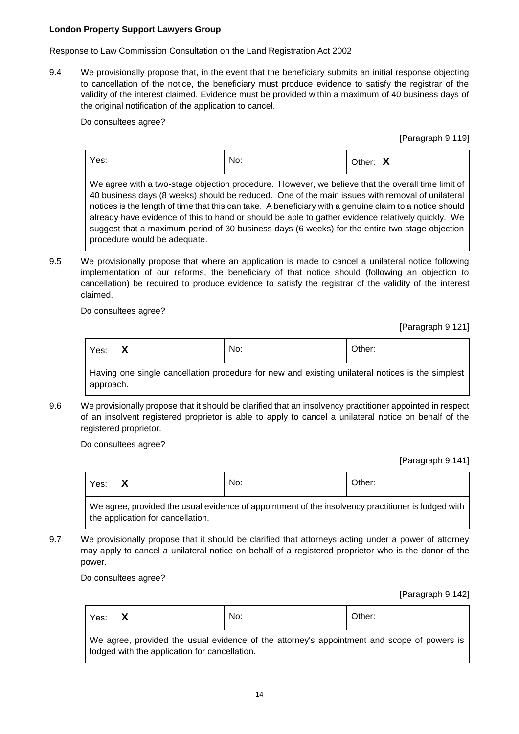**London Property Support Lawyers Group**

Response to Law Commission Consultation on the Land Registration Act 2002

9.4 We provisionally propose that, in the event that the beneficiary submits an initial response objecting to cancellation of the notice, the beneficiary must produce evidence to satisfy the registrar of the validity of the interest claimed. Evidence must be provided within a maximum of 40 business days of the original notification of the application to cancel.

Do consultees agree?

[Paragraph 9.119]

| Yes: | No: | Other: **X** |
| --- | --- | --- |
| We agree with a two-stage objection procedure. However, we believe that the overall time limit of 40 business days (8 weeks) should be reduced. One of the main issues with removal of unilateral notices is the length of time that this can take. A beneficiary with a genuine claim to a notice should already have evidence of this to hand or should be able to gather evidence relatively quickly. We suggest that a maximum period of 30 business days (6 weeks) for the entire two stage objection procedure would be adequate. | | |

9.5 We provisionally propose that where an application is made to cancel a unilateral notice following implementation of our reforms, the beneficiary of that notice should (following an objection to cancellation) be required to produce evidence to satisfy the registrar of the validity of the interest claimed.

Do consultees agree?

[Paragraph 9.121]

| Yes: **X** | No: | Other: |
| --- | --- | --- |
| Having one single cancellation procedure for new and existing unilateral notices is the simplest approach. | | |

9.6 We provisionally propose that it should be clarified that an insolvency practitioner appointed in respect of an insolvent registered proprietor is able to apply to cancel a unilateral notice on behalf of the registered proprietor.

Do consultees agree?

[Paragraph 9.141]

| Yes: **X** | No: | Other: |
| --- | --- | --- |
| We agree, provided the usual evidence of appointment of the insolvency practitioner is lodged with the application for cancellation. | | |

9.7 We provisionally propose that it should be clarified that attorneys acting under a power of attorney may apply to cancel a unilateral notice on behalf of a registered proprietor who is the donor of the power.

Do consultees agree?

[Paragraph 9.142]

| Yes: **X** | No: | Other: |
| --- | --- | --- |
| We agree, provided the usual evidence of the attorney's appointment and scope of powers is lodged with the application for cancellation. | | |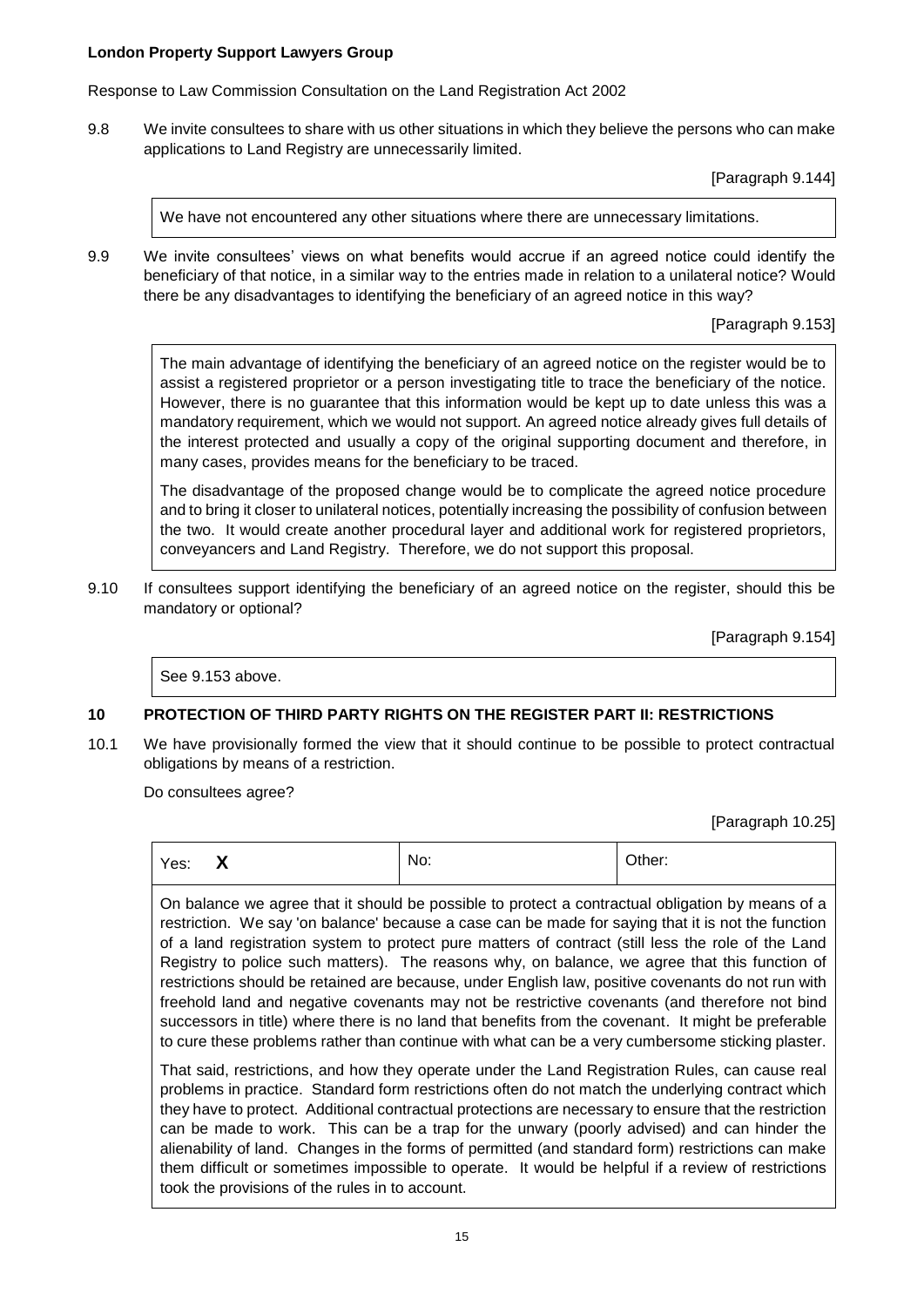**London Property Support Lawyers Group**

Response to Law Commission Consultation on the Land Registration Act 2002

9.8 We invite consultees to share with us other situations in which they believe the persons who can make applications to Land Registry are unnecessarily limited.

[Paragraph 9.144]

We have not encountered any other situations where there are unnecessary limitations.

9.9 We invite consultees' views on what benefits would accrue if an agreed notice could identify the beneficiary of that notice, in a similar way to the entries made in relation to a unilateral notice? Would there be any disadvantages to identifying the beneficiary of an agreed notice in this way?

[Paragraph 9.153]

The main advantage of identifying the beneficiary of an agreed notice on the register would be to assist a registered proprietor or a person investigating title to trace the beneficiary of the notice. However, there is no guarantee that this information would be kept up to date unless this was a mandatory requirement, which we would not support. An agreed notice already gives full details of the interest protected and usually a copy of the original supporting document and therefore, in many cases, provides means for the beneficiary to be traced.

The disadvantage of the proposed change would be to complicate the agreed notice procedure and to bring it closer to unilateral notices, potentially increasing the possibility of confusion between the two. It would create another procedural layer and additional work for registered proprietors, conveyancers and Land Registry. Therefore, we do not support this proposal.

9.10 If consultees support identifying the beneficiary of an agreed notice on the register, should this be mandatory or optional?

[Paragraph 9.154]

See 9.153 above.

## 10 PROTECTION OF THIRD PARTY RIGHTS ON THE REGISTER PART II: RESTRICTIONS

10.1 We have provisionally formed the view that it should continue to be possible to protect contractual obligations by means of a restriction.

Do consultees agree?

[Paragraph 10.25]

| Yes: **X** | No: | Other: |
|---|---|---|

On balance we agree that it should be possible to protect a contractual obligation by means of a restriction. We say 'on balance' because a case can be made for saying that it is not the function of a land registration system to protect pure matters of contract (still less the role of the Land Registry to police such matters). The reasons why, on balance, we agree that this function of restrictions should be retained are because, under English law, positive covenants do not run with freehold land and negative covenants may not be restrictive covenants (and therefore not bind successors in title) where there is no land that benefits from the covenant. It might be preferable to cure these problems rather than continue with what can be a very cumbersome sticking plaster.

That said, restrictions, and how they operate under the Land Registration Rules, can cause real problems in practice. Standard form restrictions often do not match the underlying contract which they have to protect. Additional contractual protections are necessary to ensure that the restriction can be made to work. This can be a trap for the unwary (poorly advised) and can hinder the alienability of land. Changes in the forms of permitted (and standard form) restrictions can make them difficult or sometimes impossible to operate. It would be helpful if a review of restrictions took the provisions of the rules in to account.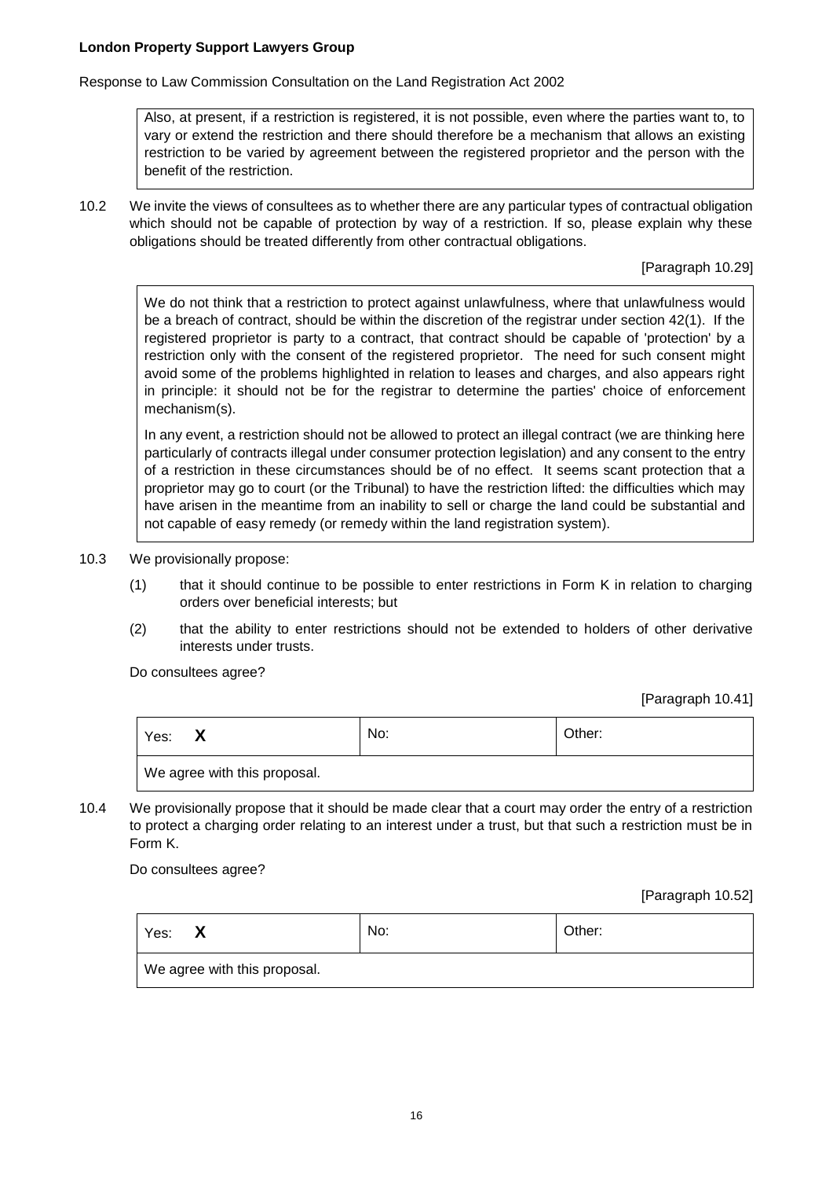Also, at present, if a restriction is registered, it is not possible, even where the parties want to, to vary or extend the restriction and there should therefore be a mechanism that allows an existing restriction to be varied by agreement between the registered proprietor and the person with the benefit of the restriction.

10.2 We invite the views of consultees as to whether there are any particular types of contractual obligation which should not be capable of protection by way of a restriction. If so, please explain why these obligations should be treated differently from other contractual obligations.

[Paragraph 10.29]

We do not think that a restriction to protect against unlawfulness, where that unlawfulness would be a breach of contract, should be within the discretion of the registrar under section 42(1). If the registered proprietor is party to a contract, that contract should be capable of 'protection' by a restriction only with the consent of the registered proprietor. The need for such consent might avoid some of the problems highlighted in relation to leases and charges, and also appears right in principle: it should not be for the registrar to determine the parties' choice of enforcement mechanism(s).

In any event, a restriction should not be allowed to protect an illegal contract (we are thinking here particularly of contracts illegal under consumer protection legislation) and any consent to the entry of a restriction in these circumstances should be of no effect. It seems scant protection that a proprietor may go to court (or the Tribunal) to have the restriction lifted: the difficulties which may have arisen in the meantime from an inability to sell or charge the land could be substantial and not capable of easy remedy (or remedy within the land registration system).

10.3 We provisionally propose:

(1) that it should continue to be possible to enter restrictions in Form K in relation to charging orders over beneficial interests; but

(2) that the ability to enter restrictions should not be extended to holders of other derivative interests under trusts.

Do consultees agree?

[Paragraph 10.41]

| Yes: **X** | No: | Other: |
|---|---|---|
| We agree with this proposal. | | |

10.4 We provisionally propose that it should be made clear that a court may order the entry of a restriction to protect a charging order relating to an interest under a trust, but that such a restriction must be in Form K.

Do consultees agree?

[Paragraph 10.52]

| Yes: **X** | No: | Other: |
|---|---|---|
| We agree with this proposal. | | |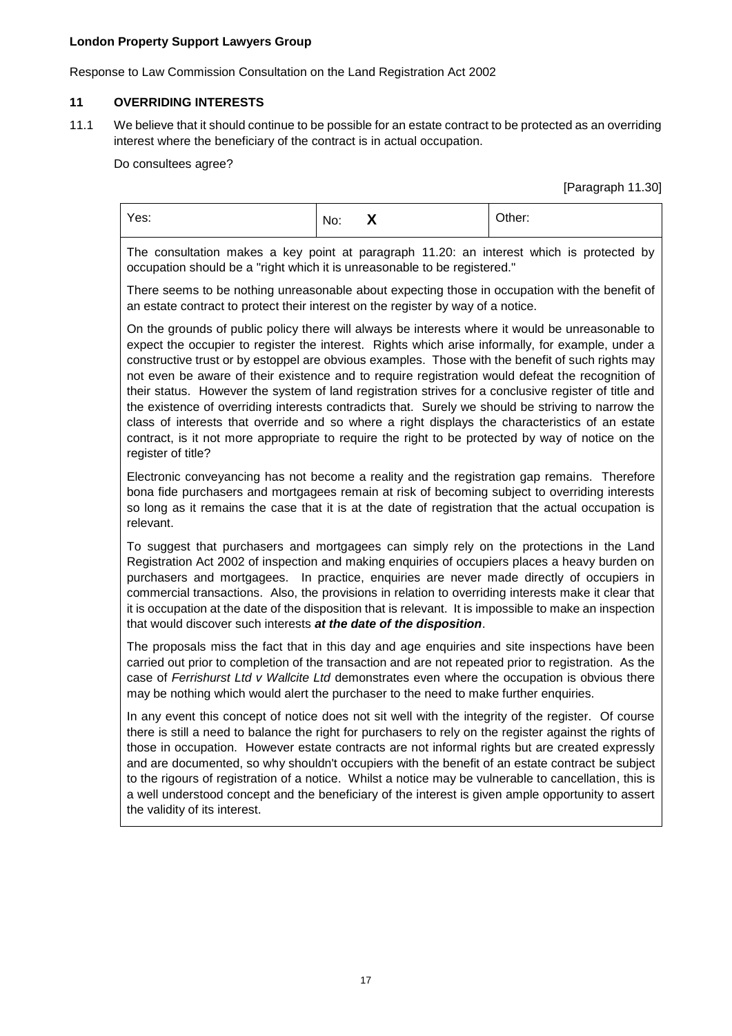**London Property Support Lawyers Group**

Response to Law Commission Consultation on the Land Registration Act 2002

## 11 OVERRIDING INTERESTS

11.1 We believe that it should continue to be possible for an estate contract to be protected as an overriding interest where the beneficiary of the contract is in actual occupation.

Do consultees agree?

[Paragraph 11.30]

| Yes: | No: **X** | Other: |
|---|---|---|

The consultation makes a key point at paragraph 11.20: an interest which is protected by occupation should be a "right which it is unreasonable to be registered."

There seems to be nothing unreasonable about expecting those in occupation with the benefit of an estate contract to protect their interest on the register by way of a notice.

On the grounds of public policy there will always be interests where it would be unreasonable to expect the occupier to register the interest. Rights which arise informally, for example, under a constructive trust or by estoppel are obvious examples. Those with the benefit of such rights may not even be aware of their existence and to require registration would defeat the recognition of their status. However the system of land registration strives for a conclusive register of title and the existence of overriding interests contradicts that. Surely we should be striving to narrow the class of interests that override and so where a right displays the characteristics of an estate contract, is it not more appropriate to require the right to be protected by way of notice on the register of title?

Electronic conveyancing has not become a reality and the registration gap remains. Therefore bona fide purchasers and mortgagees remain at risk of becoming subject to overriding interests so long as it remains the case that it is at the date of registration that the actual occupation is relevant.

To suggest that purchasers and mortgagees can simply rely on the protections in the Land Registration Act 2002 of inspection and making enquiries of occupiers places a heavy burden on purchasers and mortgagees. In practice, enquiries are never made directly of occupiers in commercial transactions. Also, the provisions in relation to overriding interests make it clear that it is occupation at the date of the disposition that is relevant. It is impossible to make an inspection that would discover such interests ***at the date of the disposition***.

The proposals miss the fact that in this day and age enquiries and site inspections have been carried out prior to completion of the transaction and are not repeated prior to registration. As the case of *Ferrishurst Ltd v Wallcite Ltd* demonstrates even where the occupation is obvious there may be nothing which would alert the purchaser to the need to make further enquiries.

In any event this concept of notice does not sit well with the integrity of the register. Of course there is still a need to balance the right for purchasers to rely on the register against the rights of those in occupation. However estate contracts are not informal rights but are created expressly and are documented, so why shouldn't occupiers with the benefit of an estate contract be subject to the rigours of registration of a notice. Whilst a notice may be vulnerable to cancellation, this is a well understood concept and the beneficiary of the interest is given ample opportunity to assert the validity of its interest.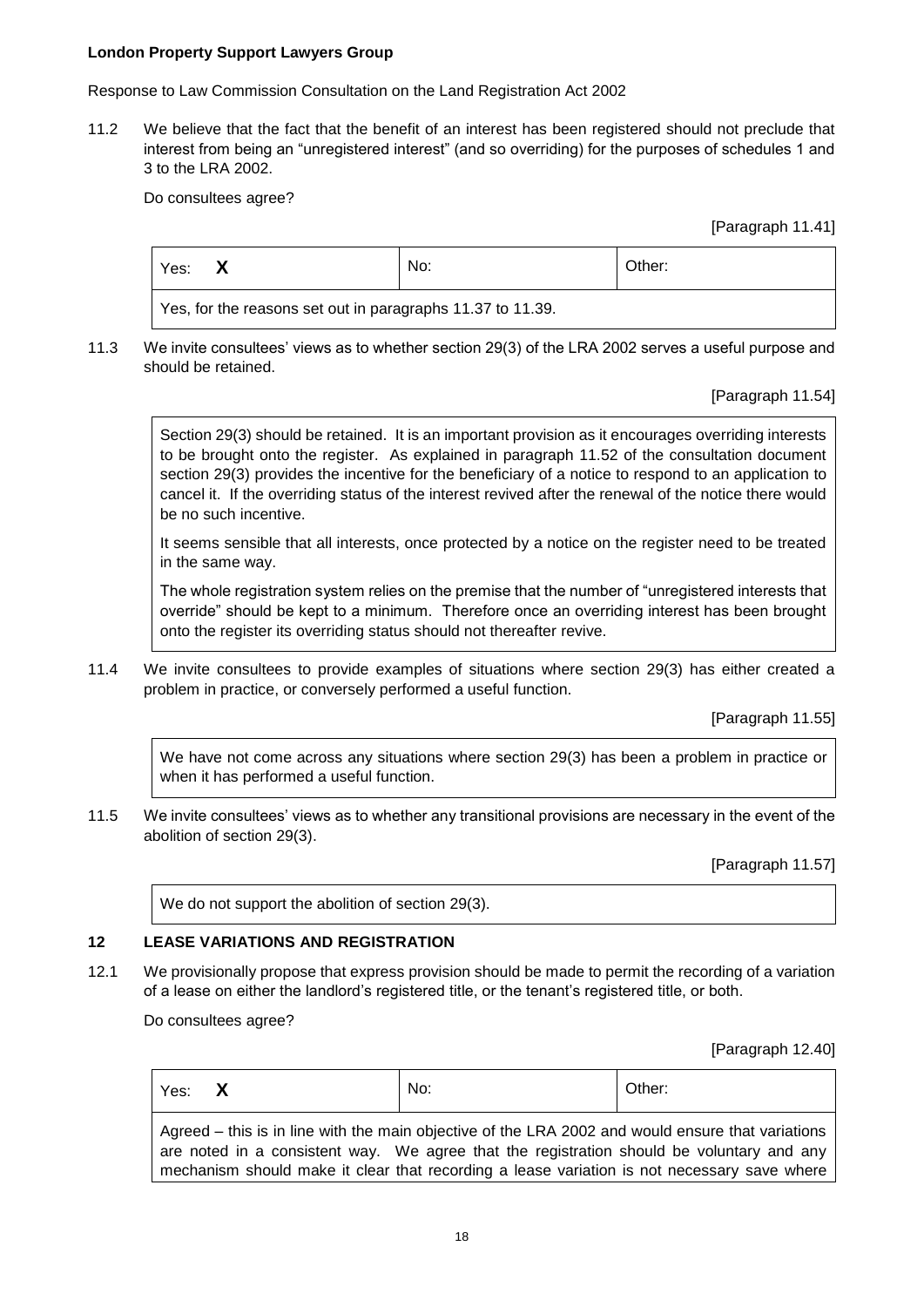**London Property Support Lawyers Group**

Response to Law Commission Consultation on the Land Registration Act 2002

11.2 We believe that the fact that the benefit of an interest has been registered should not preclude that interest from being an "unregistered interest" (and so overriding) for the purposes of schedules 1 and 3 to the LRA 2002.

Do consultees agree?

[Paragraph 11.41]

| Yes: **X** | No: | Other: |
|---|---|---|
| Yes, for the reasons set out in paragraphs 11.37 to 11.39. | | |

11.3 We invite consultees' views as to whether section 29(3) of the LRA 2002 serves a useful purpose and should be retained.

[Paragraph 11.54]

Section 29(3) should be retained. It is an important provision as it encourages overriding interests to be brought onto the register. As explained in paragraph 11.52 of the consultation document section 29(3) provides the incentive for the beneficiary of a notice to respond to an application to cancel it. If the overriding status of the interest revived after the renewal of the notice there would be no such incentive.

It seems sensible that all interests, once protected by a notice on the register need to be treated in the same way.

The whole registration system relies on the premise that the number of "unregistered interests that override" should be kept to a minimum. Therefore once an overriding interest has been brought onto the register its overriding status should not thereafter revive.

11.4 We invite consultees to provide examples of situations where section 29(3) has either created a problem in practice, or conversely performed a useful function.

[Paragraph 11.55]

We have not come across any situations where section 29(3) has been a problem in practice or when it has performed a useful function.

11.5 We invite consultees' views as to whether any transitional provisions are necessary in the event of the abolition of section 29(3).

[Paragraph 11.57]

We do not support the abolition of section 29(3).

## 12 LEASE VARIATIONS AND REGISTRATION

12.1 We provisionally propose that express provision should be made to permit the recording of a variation of a lease on either the landlord's registered title, or the tenant's registered title, or both.

Do consultees agree?

[Paragraph 12.40]

| Yes: **X** | No: | Other: |
|---|---|---|
| Agreed – this is in line with the main objective of the LRA 2002 and would ensure that variations are noted in a consistent way. We agree that the registration should be voluntary and any mechanism should make it clear that recording a lease variation is not necessary save where | | |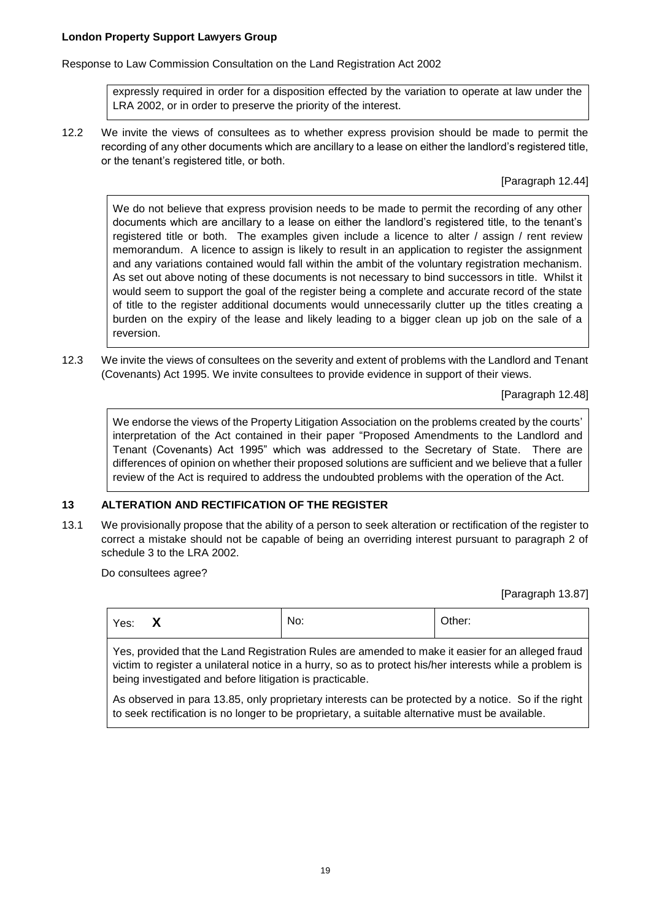expressly required in order for a disposition effected by the variation to operate at law under the LRA 2002, or in order to preserve the priority of the interest.

12.2 We invite the views of consultees as to whether express provision should be made to permit the recording of any other documents which are ancillary to a lease on either the landlord's registered title, or the tenant's registered title, or both.

[Paragraph 12.44]

We do not believe that express provision needs to be made to permit the recording of any other documents which are ancillary to a lease on either the landlord's registered title, to the tenant's registered title or both. The examples given include a licence to alter / assign / rent review memorandum. A licence to assign is likely to result in an application to register the assignment and any variations contained would fall within the ambit of the voluntary registration mechanism. As set out above noting of these documents is not necessary to bind successors in title. Whilst it would seem to support the goal of the register being a complete and accurate record of the state of title to the register additional documents would unnecessarily clutter up the titles creating a burden on the expiry of the lease and likely leading to a bigger clean up job on the sale of a reversion.

12.3 We invite the views of consultees on the severity and extent of problems with the Landlord and Tenant (Covenants) Act 1995. We invite consultees to provide evidence in support of their views.

[Paragraph 12.48]

We endorse the views of the Property Litigation Association on the problems created by the courts' interpretation of the Act contained in their paper "Proposed Amendments to the Landlord and Tenant (Covenants) Act 1995" which was addressed to the Secretary of State. There are differences of opinion on whether their proposed solutions are sufficient and we believe that a fuller review of the Act is required to address the undoubted problems with the operation of the Act.

## 13 ALTERATION AND RECTIFICATION OF THE REGISTER

13.1 We provisionally propose that the ability of a person to seek alteration or rectification of the register to correct a mistake should not be capable of being an overriding interest pursuant to paragraph 2 of schedule 3 to the LRA 2002.

Do consultees agree?

[Paragraph 13.87]

| Yes: X | No: | Other: |
|---|---|---|

Yes, provided that the Land Registration Rules are amended to make it easier for an alleged fraud victim to register a unilateral notice in a hurry, so as to protect his/her interests while a problem is being investigated and before litigation is practicable.

As observed in para 13.85, only proprietary interests can be protected by a notice. So if the right to seek rectification is no longer to be proprietary, a suitable alternative must be available.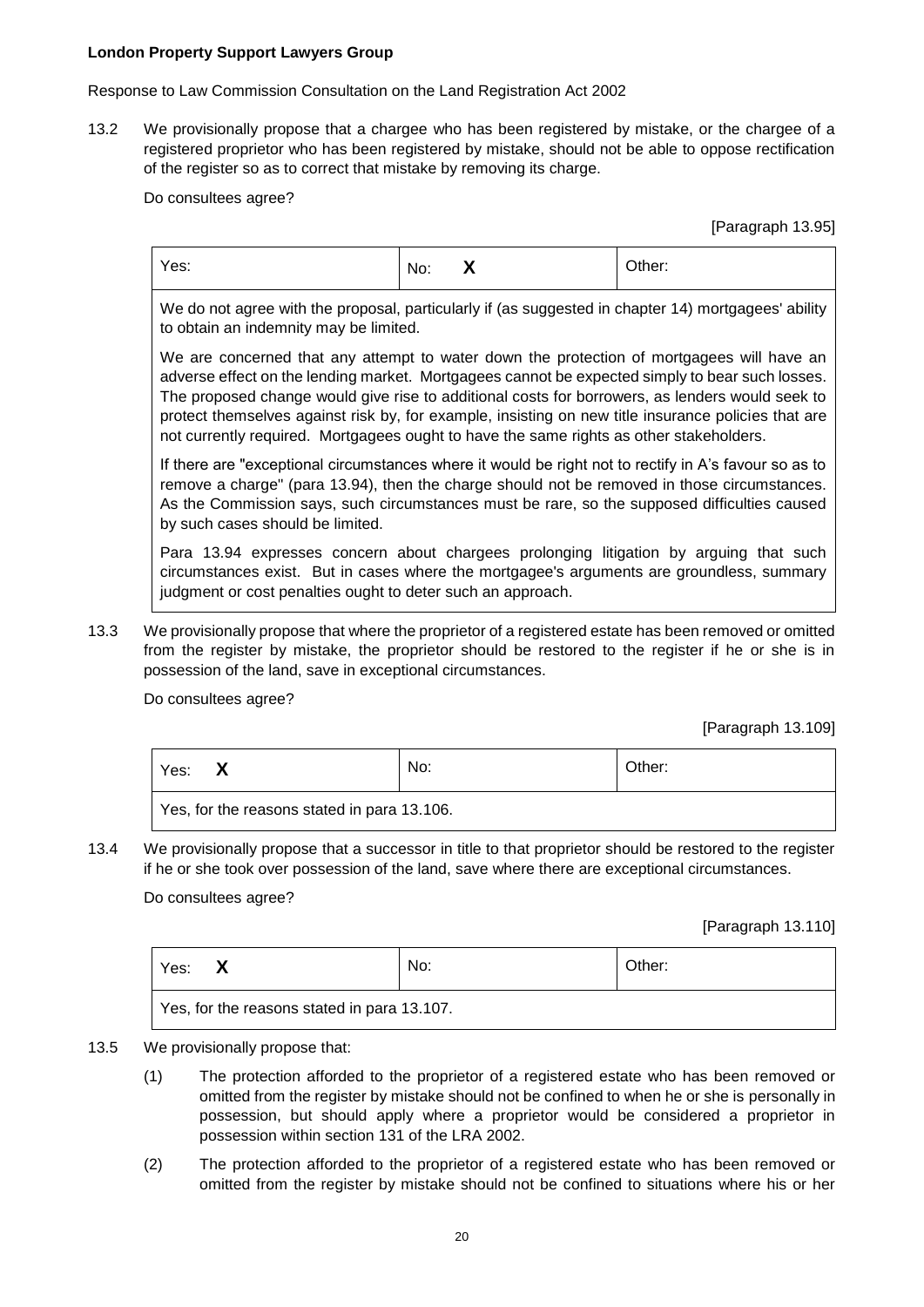**London Property Support Lawyers Group**

Response to Law Commission Consultation on the Land Registration Act 2002

13.2 We provisionally propose that a chargee who has been registered by mistake, or the chargee of a registered proprietor who has been registered by mistake, should not be able to oppose rectification of the register so as to correct that mistake by removing its charge.

Do consultees agree?

[Paragraph 13.95]

| Yes: | No: **X** | Other: |
|---|---|---|

We do not agree with the proposal, particularly if (as suggested in chapter 14) mortgagees' ability to obtain an indemnity may be limited.

We are concerned that any attempt to water down the protection of mortgagees will have an adverse effect on the lending market. Mortgagees cannot be expected simply to bear such losses. The proposed change would give rise to additional costs for borrowers, as lenders would seek to protect themselves against risk by, for example, insisting on new title insurance policies that are not currently required. Mortgagees ought to have the same rights as other stakeholders.

If there are "exceptional circumstances where it would be right not to rectify in A's favour so as to remove a charge" (para 13.94), then the charge should not be removed in those circumstances. As the Commission says, such circumstances must be rare, so the supposed difficulties caused by such cases should be limited.

Para 13.94 expresses concern about chargees prolonging litigation by arguing that such circumstances exist. But in cases where the mortgagee's arguments are groundless, summary judgment or cost penalties ought to deter such an approach.

13.3 We provisionally propose that where the proprietor of a registered estate has been removed or omitted from the register by mistake, the proprietor should be restored to the register if he or she is in possession of the land, save in exceptional circumstances.

Do consultees agree?

[Paragraph 13.109]

| Yes: **X** | No: | Other: |
|---|---|---|

Yes, for the reasons stated in para 13.106.

13.4 We provisionally propose that a successor in title to that proprietor should be restored to the register if he or she took over possession of the land, save where there are exceptional circumstances.

Do consultees agree?

[Paragraph 13.110]

| Yes: **X** | No: | Other: |
|---|---|---|

Yes, for the reasons stated in para 13.107.

13.5 We provisionally propose that:

(1) The protection afforded to the proprietor of a registered estate who has been removed or omitted from the register by mistake should not be confined to when he or she is personally in possession, but should apply where a proprietor would be considered a proprietor in possession within section 131 of the LRA 2002.

(2) The protection afforded to the proprietor of a registered estate who has been removed or omitted from the register by mistake should not be confined to situations where his or her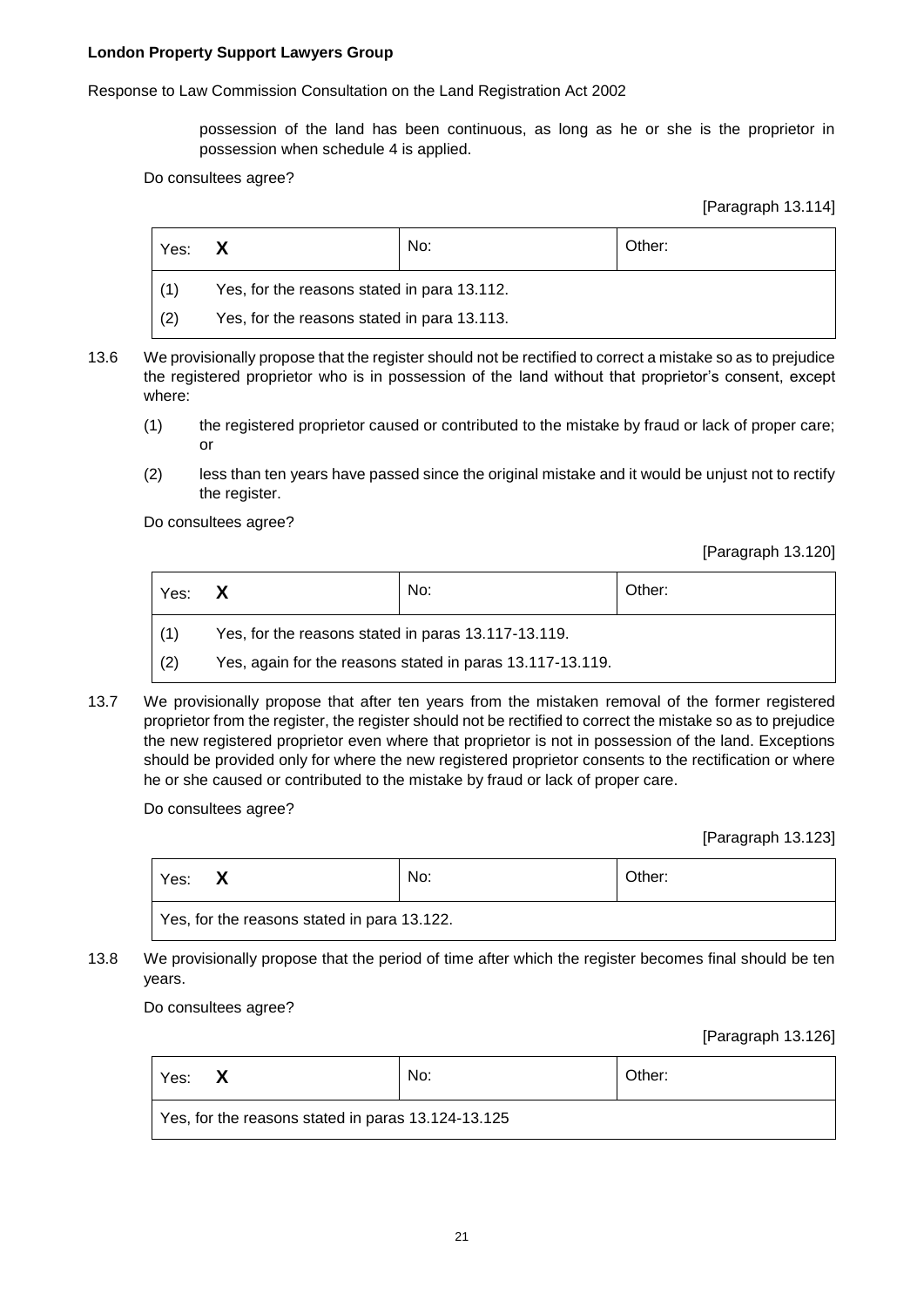possession of the land has been continuous, as long as he or she is the proprietor in possession when schedule 4 is applied.

Do consultees agree?

[Paragraph 13.114]

| Yes: **X** | No: | Other: |
|---|---|---|
| (1) Yes, for the reasons stated in para 13.112.<br>(2) Yes, for the reasons stated in para 13.113. | | |

13.6 We provisionally propose that the register should not be rectified to correct a mistake so as to prejudice the registered proprietor who is in possession of the land without that proprietor's consent, except where:

(1) the registered proprietor caused or contributed to the mistake by fraud or lack of proper care; or

(2) less than ten years have passed since the original mistake and it would be unjust not to rectify the register.

Do consultees agree?

[Paragraph 13.120]

| Yes: **X** | No: | Other: |
|---|---|---|
| (1) Yes, for the reasons stated in paras 13.117-13.119.<br>(2) Yes, again for the reasons stated in paras 13.117-13.119. | | |

13.7 We provisionally propose that after ten years from the mistaken removal of the former registered proprietor from the register, the register should not be rectified to correct the mistake so as to prejudice the new registered proprietor even where that proprietor is not in possession of the land. Exceptions should be provided only for where the new registered proprietor consents to the rectification or where he or she caused or contributed to the mistake by fraud or lack of proper care.

Do consultees agree?

[Paragraph 13.123]

| Yes: **X** | No: | Other: |
|---|---|---|
| Yes, for the reasons stated in para 13.122. | | |

13.8 We provisionally propose that the period of time after which the register becomes final should be ten years.

Do consultees agree?

[Paragraph 13.126]

| Yes: **X** | No: | Other: |
|---|---|---|
| Yes, for the reasons stated in paras 13.124-13.125 | | |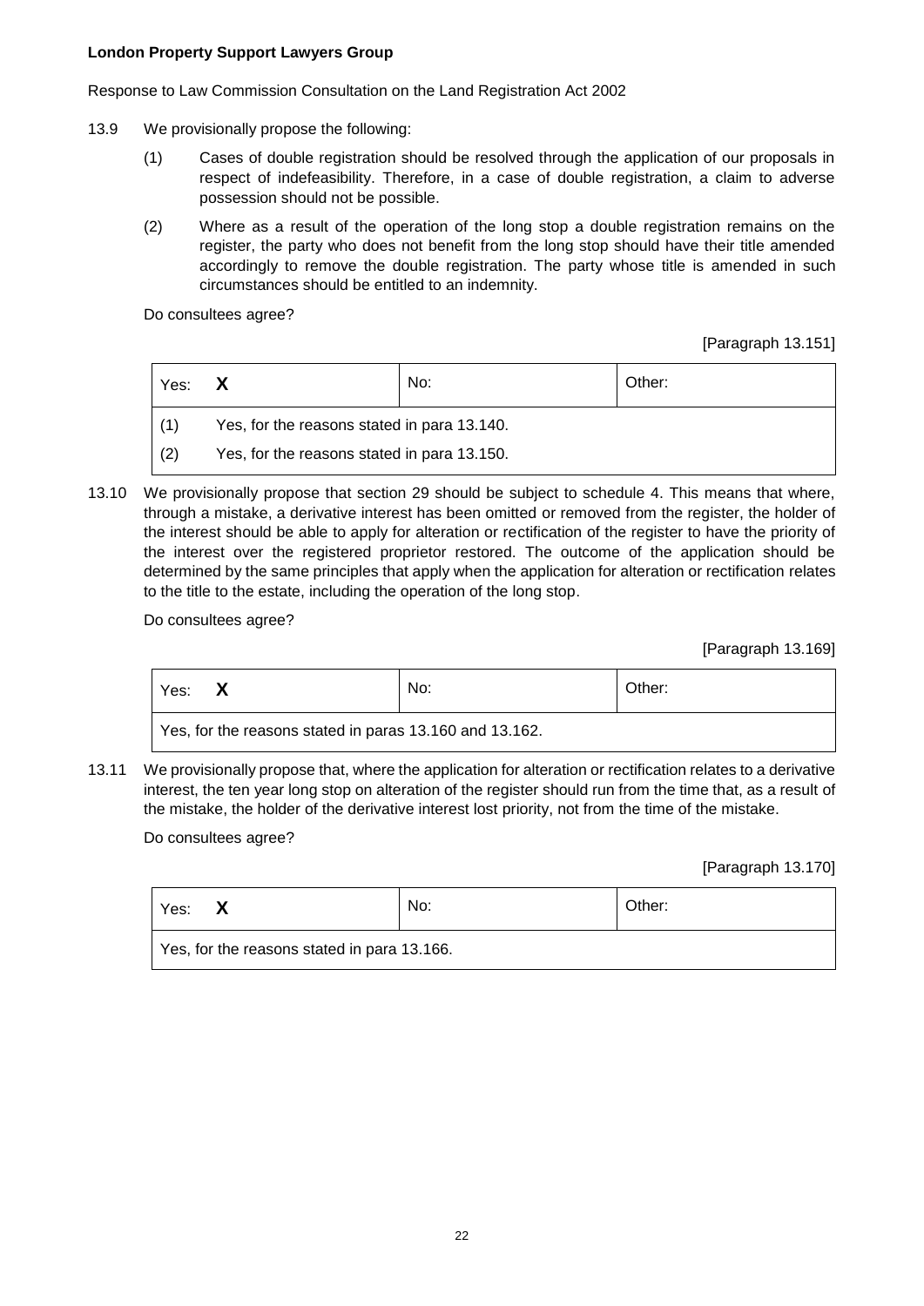**London Property Support Lawyers Group**

Response to Law Commission Consultation on the Land Registration Act 2002

13.9 We provisionally propose the following:

(1) Cases of double registration should be resolved through the application of our proposals in respect of indefeasibility. Therefore, in a case of double registration, a claim to adverse possession should not be possible.

(2) Where as a result of the operation of the long stop a double registration remains on the register, the party who does not benefit from the long stop should have their title amended accordingly to remove the double registration. The party whose title is amended in such circumstances should be entitled to an indemnity.

Do consultees agree?

[Paragraph 13.151]

| Yes: **X** | No: | Other: |
|---|---|---|
| (1) Yes, for the reasons stated in para 13.140.<br>(2) Yes, for the reasons stated in para 13.150. | | |

13.10 We provisionally propose that section 29 should be subject to schedule 4. This means that where, through a mistake, a derivative interest has been omitted or removed from the register, the holder of the interest should be able to apply for alteration or rectification of the register to have the priority of the interest over the registered proprietor restored. The outcome of the application should be determined by the same principles that apply when the application for alteration or rectification relates to the title to the estate, including the operation of the long stop.

Do consultees agree?

[Paragraph 13.169]

| Yes: **X** | No: | Other: |
|---|---|---|
| Yes, for the reasons stated in paras 13.160 and 13.162. | | |

13.11 We provisionally propose that, where the application for alteration or rectification relates to a derivative interest, the ten year long stop on alteration of the register should run from the time that, as a result of the mistake, the holder of the derivative interest lost priority, not from the time of the mistake.

Do consultees agree?

[Paragraph 13.170]

| Yes: **X** | No: | Other: |
|---|---|---|
| Yes, for the reasons stated in para 13.166. | | |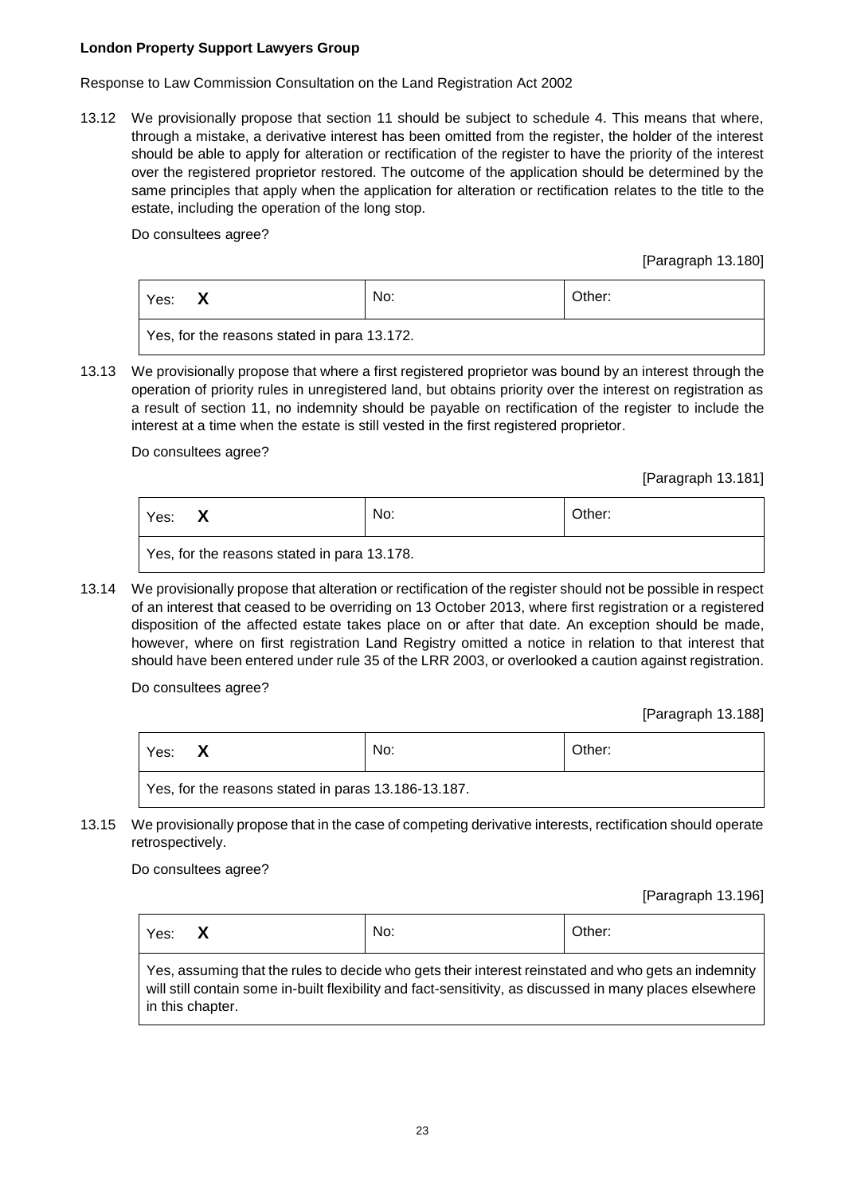**London Property Support Lawyers Group**

Response to Law Commission Consultation on the Land Registration Act 2002

13.12 We provisionally propose that section 11 should be subject to schedule 4. This means that where, through a mistake, a derivative interest has been omitted from the register, the holder of the interest should be able to apply for alteration or rectification of the register to have the priority of the interest over the registered proprietor restored. The outcome of the application should be determined by the same principles that apply when the application for alteration or rectification relates to the title to the estate, including the operation of the long stop.

Do consultees agree?

[Paragraph 13.180]

| Yes: **X** | No: | Other: |
|---|---|---|
| Yes, for the reasons stated in para 13.172. | | |

13.13 We provisionally propose that where a first registered proprietor was bound by an interest through the operation of priority rules in unregistered land, but obtains priority over the interest on registration as a result of section 11, no indemnity should be payable on rectification of the register to include the interest at a time when the estate is still vested in the first registered proprietor.

Do consultees agree?

[Paragraph 13.181]

| Yes: **X** | No: | Other: |
|---|---|---|
| Yes, for the reasons stated in para 13.178. | | |

13.14 We provisionally propose that alteration or rectification of the register should not be possible in respect of an interest that ceased to be overriding on 13 October 2013, where first registration or a registered disposition of the affected estate takes place on or after that date. An exception should be made, however, where on first registration Land Registry omitted a notice in relation to that interest that should have been entered under rule 35 of the LRR 2003, or overlooked a caution against registration.

Do consultees agree?

[Paragraph 13.188]

| Yes: **X** | No: | Other: |
|---|---|---|
| Yes, for the reasons stated in paras 13.186-13.187. | | |

13.15 We provisionally propose that in the case of competing derivative interests, rectification should operate retrospectively.

Do consultees agree?

[Paragraph 13.196]

| Yes: **X** | No: | Other: |
|---|---|---|
| Yes, assuming that the rules to decide who gets their interest reinstated and who gets an indemnity will still contain some in-built flexibility and fact-sensitivity, as discussed in many places elsewhere in this chapter. | | |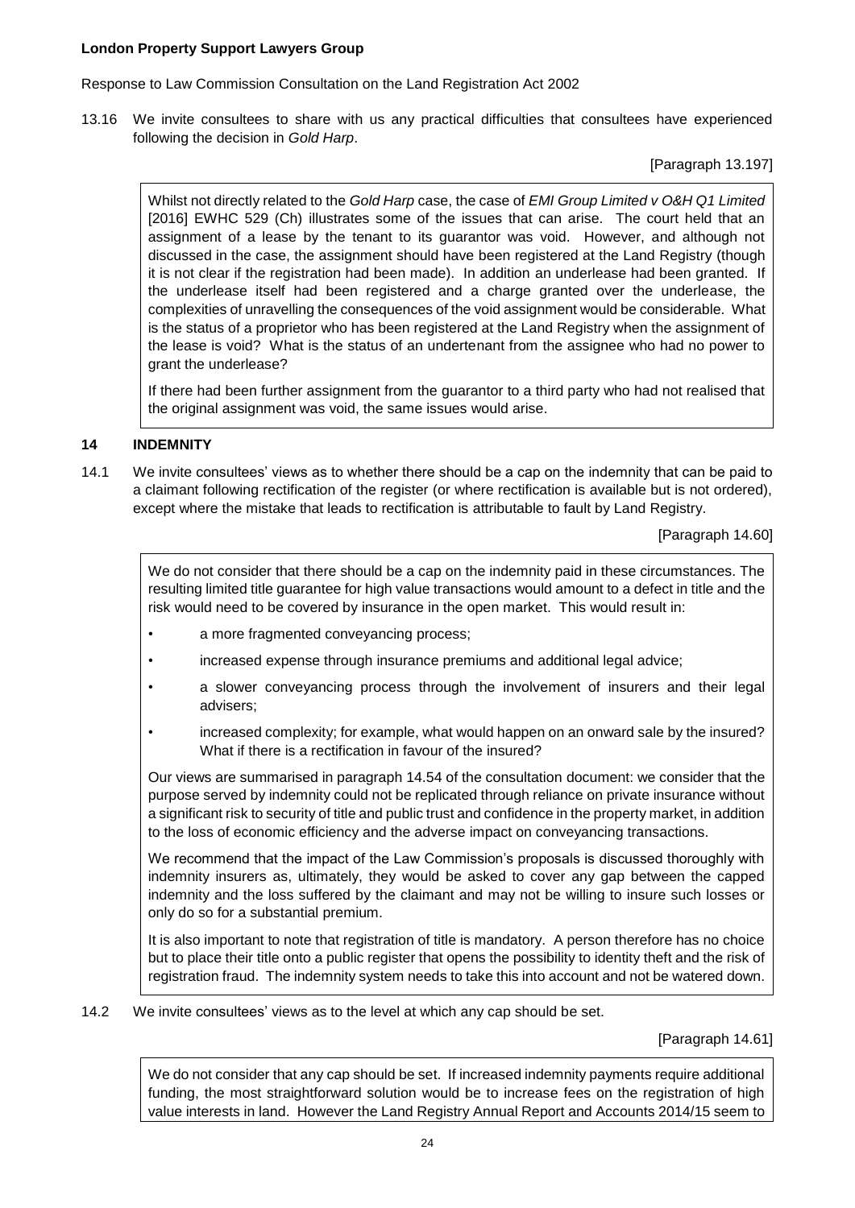**London Property Support Lawyers Group**

Response to Law Commission Consultation on the Land Registration Act 2002

13.16 We invite consultees to share with us any practical difficulties that consultees have experienced following the decision in *Gold Harp*.

[Paragraph 13.197]

> Whilst not directly related to the *Gold Harp* case, the case of *EMI Group Limited v O&H Q1 Limited* [2016] EWHC 529 (Ch) illustrates some of the issues that can arise. The court held that an assignment of a lease by the tenant to its guarantor was void. However, and although not discussed in the case, the assignment should have been registered at the Land Registry (though it is not clear if the registration had been made). In addition an underlease had been granted. If the underlease itself had been registered and a charge granted over the underlease, the complexities of unravelling the consequences of the void assignment would be considerable. What is the status of a proprietor who has been registered at the Land Registry when the assignment of the lease is void? What is the status of an undertenant from the assignee who had no power to grant the underlease?
>
> If there had been further assignment from the guarantor to a third party who had not realised that the original assignment was void, the same issues would arise.

## 14 INDEMNITY

14.1 We invite consultees' views as to whether there should be a cap on the indemnity that can be paid to a claimant following rectification of the register (or where rectification is available but is not ordered), except where the mistake that leads to rectification is attributable to fault by Land Registry.

[Paragraph 14.60]

> We do not consider that there should be a cap on the indemnity paid in these circumstances. The resulting limited title guarantee for high value transactions would amount to a defect in title and the risk would need to be covered by insurance in the open market. This would result in:
>
> - a more fragmented conveyancing process;
> - increased expense through insurance premiums and additional legal advice;
> - a slower conveyancing process through the involvement of insurers and their legal advisers;
> - increased complexity; for example, what would happen on an onward sale by the insured? What if there is a rectification in favour of the insured?
>
> Our views are summarised in paragraph 14.54 of the consultation document: we consider that the purpose served by indemnity could not be replicated through reliance on private insurance without a significant risk to security of title and public trust and confidence in the property market, in addition to the loss of economic efficiency and the adverse impact on conveyancing transactions.
>
> We recommend that the impact of the Law Commission's proposals is discussed thoroughly with indemnity insurers as, ultimately, they would be asked to cover any gap between the capped indemnity and the loss suffered by the claimant and may not be willing to insure such losses or only do so for a substantial premium.
>
> It is also important to note that registration of title is mandatory. A person therefore has no choice but to place their title onto a public register that opens the possibility to identity theft and the risk of registration fraud. The indemnity system needs to take this into account and not be watered down.

14.2 We invite consultees' views as to the level at which any cap should be set.

[Paragraph 14.61]

> We do not consider that any cap should be set. If increased indemnity payments require additional funding, the most straightforward solution would be to increase fees on the registration of high value interests in land. However the Land Registry Annual Report and Accounts 2014/15 seem to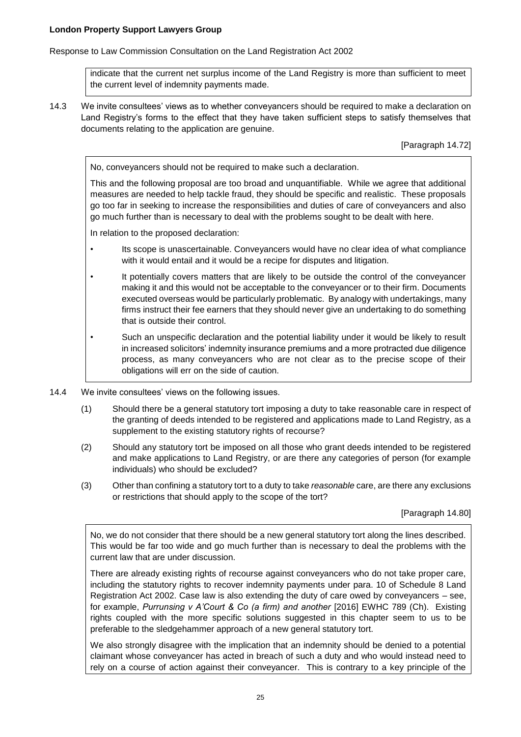indicate that the current net surplus income of the Land Registry is more than sufficient to meet the current level of indemnity payments made.

14.3 We invite consultees' views as to whether conveyancers should be required to make a declaration on Land Registry's forms to the effect that they have taken sufficient steps to satisfy themselves that documents relating to the application are genuine.

[Paragraph 14.72]

No, conveyancers should not be required to make such a declaration.

This and the following proposal are too broad and unquantifiable. While we agree that additional measures are needed to help tackle fraud, they should be specific and realistic. These proposals go too far in seeking to increase the responsibilities and duties of care of conveyancers and also go much further than is necessary to deal with the problems sought to be dealt with here.

In relation to the proposed declaration:

- Its scope is unascertainable. Conveyancers would have no clear idea of what compliance with it would entail and it would be a recipe for disputes and litigation.
- It potentially covers matters that are likely to be outside the control of the conveyancer making it and this would not be acceptable to the conveyancer or to their firm. Documents executed overseas would be particularly problematic. By analogy with undertakings, many firms instruct their fee earners that they should never give an undertaking to do something that is outside their control.
- Such an unspecific declaration and the potential liability under it would be likely to result in increased solicitors' indemnity insurance premiums and a more protracted due diligence process, as many conveyancers who are not clear as to the precise scope of their obligations will err on the side of caution.

14.4 We invite consultees' views on the following issues.

(1) Should there be a general statutory tort imposing a duty to take reasonable care in respect of the granting of deeds intended to be registered and applications made to Land Registry, as a supplement to the existing statutory rights of recourse?

(2) Should any statutory tort be imposed on all those who grant deeds intended to be registered and make applications to Land Registry, or are there any categories of person (for example individuals) who should be excluded?

(3) Other than confining a statutory tort to a duty to take *reasonable* care, are there any exclusions or restrictions that should apply to the scope of the tort?

[Paragraph 14.80]

No, we do not consider that there should be a new general statutory tort along the lines described. This would be far too wide and go much further than is necessary to deal the problems with the current law that are under discussion.

There are already existing rights of recourse against conveyancers who do not take proper care, including the statutory rights to recover indemnity payments under para. 10 of Schedule 8 Land Registration Act 2002. Case law is also extending the duty of care owed by conveyancers – see, for example, *Purrunsing v A'Court & Co (a firm) and another* [2016] EWHC 789 (Ch). Existing rights coupled with the more specific solutions suggested in this chapter seem to us to be preferable to the sledgehammer approach of a new general statutory tort.

We also strongly disagree with the implication that an indemnity should be denied to a potential claimant whose conveyancer has acted in breach of such a duty and who would instead need to rely on a course of action against their conveyancer. This is contrary to a key principle of the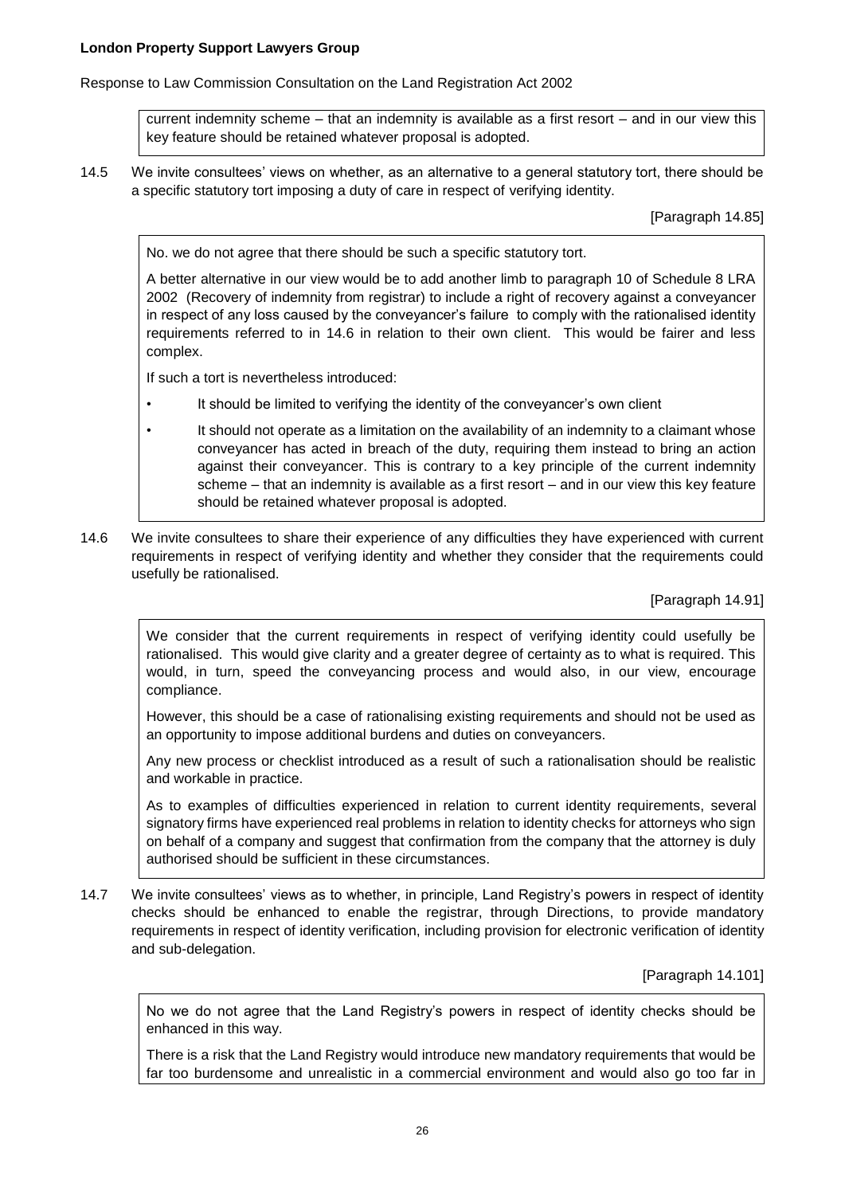current indemnity scheme – that an indemnity is available as a first resort – and in our view this key feature should be retained whatever proposal is adopted.

14.5 We invite consultees' views on whether, as an alternative to a general statutory tort, there should be a specific statutory tort imposing a duty of care in respect of verifying identity.

[Paragraph 14.85]

> No. we do not agree that there should be such a specific statutory tort.
>
> A better alternative in our view would be to add another limb to paragraph 10 of Schedule 8 LRA 2002 (Recovery of indemnity from registrar) to include a right of recovery against a conveyancer in respect of any loss caused by the conveyancer's failure to comply with the rationalised identity requirements referred to in 14.6 in relation to their own client. This would be fairer and less complex.
>
> If such a tort is nevertheless introduced:
>
> - It should be limited to verifying the identity of the conveyancer's own client
> - It should not operate as a limitation on the availability of an indemnity to a claimant whose conveyancer has acted in breach of the duty, requiring them instead to bring an action against their conveyancer. This is contrary to a key principle of the current indemnity scheme – that an indemnity is available as a first resort – and in our view this key feature should be retained whatever proposal is adopted.

14.6 We invite consultees to share their experience of any difficulties they have experienced with current requirements in respect of verifying identity and whether they consider that the requirements could usefully be rationalised.

[Paragraph 14.91]

> We consider that the current requirements in respect of verifying identity could usefully be rationalised. This would give clarity and a greater degree of certainty as to what is required. This would, in turn, speed the conveyancing process and would also, in our view, encourage compliance.
>
> However, this should be a case of rationalising existing requirements and should not be used as an opportunity to impose additional burdens and duties on conveyancers.
>
> Any new process or checklist introduced as a result of such a rationalisation should be realistic and workable in practice.
>
> As to examples of difficulties experienced in relation to current identity requirements, several signatory firms have experienced real problems in relation to identity checks for attorneys who sign on behalf of a company and suggest that confirmation from the company that the attorney is duly authorised should be sufficient in these circumstances.

14.7 We invite consultees' views as to whether, in principle, Land Registry's powers in respect of identity checks should be enhanced to enable the registrar, through Directions, to provide mandatory requirements in respect of identity verification, including provision for electronic verification of identity and sub-delegation.

[Paragraph 14.101]

> No we do not agree that the Land Registry's powers in respect of identity checks should be enhanced in this way.
>
> There is a risk that the Land Registry would introduce new mandatory requirements that would be far too burdensome and unrealistic in a commercial environment and would also go too far in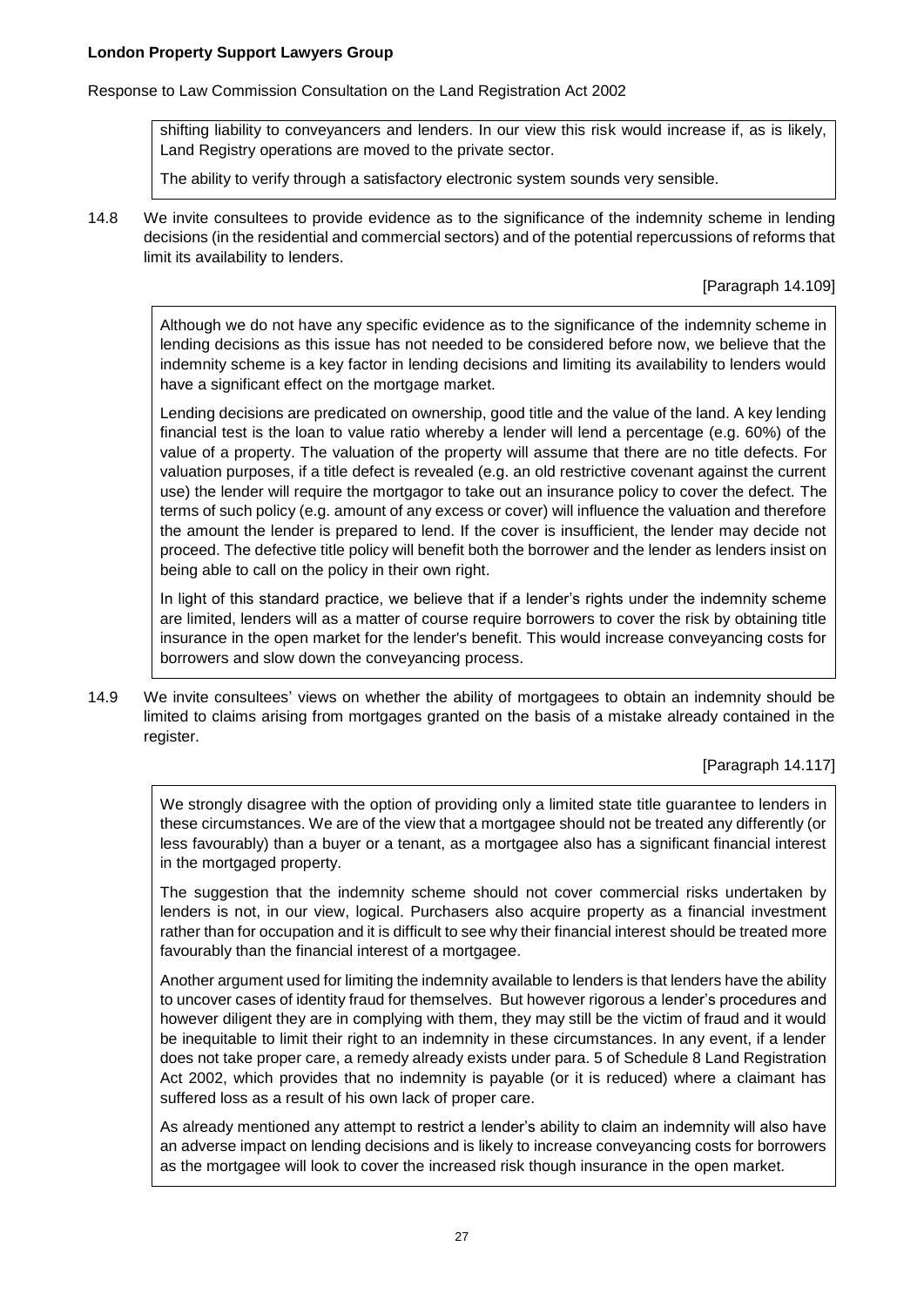shifting liability to conveyancers and lenders. In our view this risk would increase if, as is likely, Land Registry operations are moved to the private sector.

The ability to verify through a satisfactory electronic system sounds very sensible.

14.8 We invite consultees to provide evidence as to the significance of the indemnity scheme in lending decisions (in the residential and commercial sectors) and of the potential repercussions of reforms that limit its availability to lenders.

[Paragraph 14.109]

Although we do not have any specific evidence as to the significance of the indemnity scheme in lending decisions as this issue has not needed to be considered before now, we believe that the indemnity scheme is a key factor in lending decisions and limiting its availability to lenders would have a significant effect on the mortgage market.

Lending decisions are predicated on ownership, good title and the value of the land. A key lending financial test is the loan to value ratio whereby a lender will lend a percentage (e.g. 60%) of the value of a property. The valuation of the property will assume that there are no title defects. For valuation purposes, if a title defect is revealed (e.g. an old restrictive covenant against the current use) the lender will require the mortgagor to take out an insurance policy to cover the defect. The terms of such policy (e.g. amount of any excess or cover) will influence the valuation and therefore the amount the lender is prepared to lend. If the cover is insufficient, the lender may decide not proceed. The defective title policy will benefit both the borrower and the lender as lenders insist on being able to call on the policy in their own right.

In light of this standard practice, we believe that if a lender's rights under the indemnity scheme are limited, lenders will as a matter of course require borrowers to cover the risk by obtaining title insurance in the open market for the lender's benefit. This would increase conveyancing costs for borrowers and slow down the conveyancing process.

14.9 We invite consultees' views on whether the ability of mortgagees to obtain an indemnity should be limited to claims arising from mortgages granted on the basis of a mistake already contained in the register.

[Paragraph 14.117]

We strongly disagree with the option of providing only a limited state title guarantee to lenders in these circumstances. We are of the view that a mortgagee should not be treated any differently (or less favourably) than a buyer or a tenant, as a mortgagee also has a significant financial interest in the mortgaged property.

The suggestion that the indemnity scheme should not cover commercial risks undertaken by lenders is not, in our view, logical. Purchasers also acquire property as a financial investment rather than for occupation and it is difficult to see why their financial interest should be treated more favourably than the financial interest of a mortgagee.

Another argument used for limiting the indemnity available to lenders is that lenders have the ability to uncover cases of identity fraud for themselves. But however rigorous a lender's procedures and however diligent they are in complying with them, they may still be the victim of fraud and it would be inequitable to limit their right to an indemnity in these circumstances. In any event, if a lender does not take proper care, a remedy already exists under para. 5 of Schedule 8 Land Registration Act 2002, which provides that no indemnity is payable (or it is reduced) where a claimant has suffered loss as a result of his own lack of proper care.

As already mentioned any attempt to restrict a lender's ability to claim an indemnity will also have an adverse impact on lending decisions and is likely to increase conveyancing costs for borrowers as the mortgagee will look to cover the increased risk though insurance in the open market.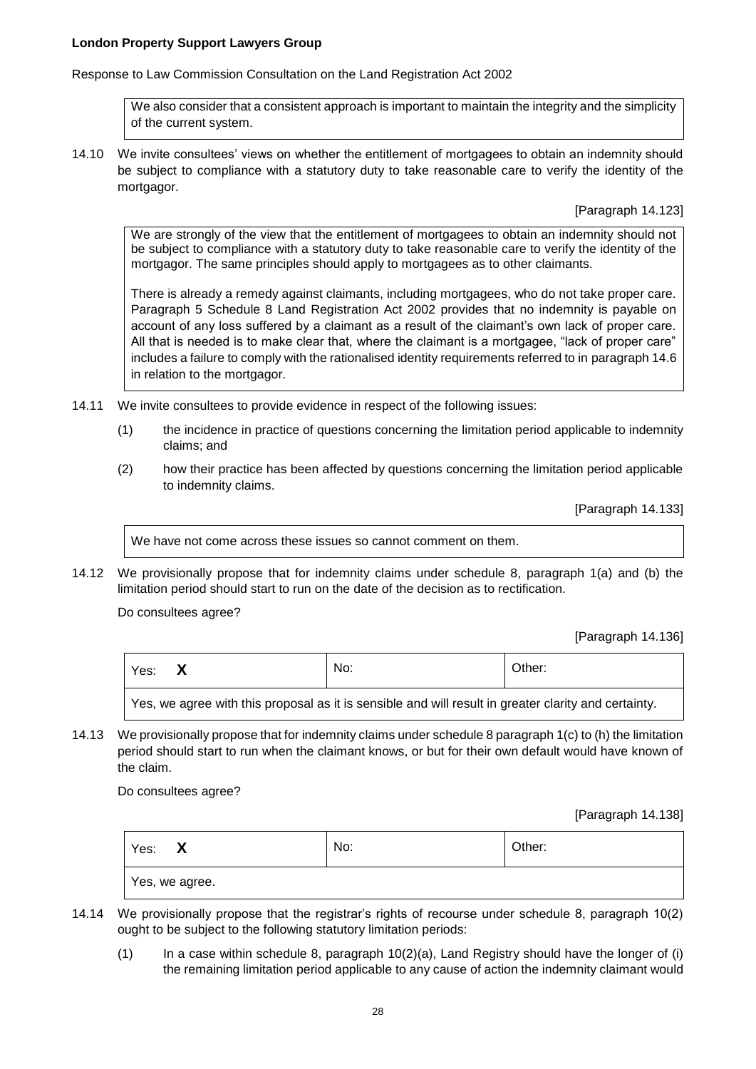We also consider that a consistent approach is important to maintain the integrity and the simplicity of the current system.

14.10 We invite consultees' views on whether the entitlement of mortgagees to obtain an indemnity should be subject to compliance with a statutory duty to take reasonable care to verify the identity of the mortgagor.

[Paragraph 14.123]

We are strongly of the view that the entitlement of mortgagees to obtain an indemnity should not be subject to compliance with a statutory duty to take reasonable care to verify the identity of the mortgagor. The same principles should apply to mortgagees as to other claimants.

There is already a remedy against claimants, including mortgagees, who do not take proper care. Paragraph 5 Schedule 8 Land Registration Act 2002 provides that no indemnity is payable on account of any loss suffered by a claimant as a result of the claimant's own lack of proper care. All that is needed is to make clear that, where the claimant is a mortgagee, "lack of proper care" includes a failure to comply with the rationalised identity requirements referred to in paragraph 14.6 in relation to the mortgagor.

14.11 We invite consultees to provide evidence in respect of the following issues:

(1) the incidence in practice of questions concerning the limitation period applicable to indemnity claims; and

(2) how their practice has been affected by questions concerning the limitation period applicable to indemnity claims.

[Paragraph 14.133]

We have not come across these issues so cannot comment on them.

14.12 We provisionally propose that for indemnity claims under schedule 8, paragraph 1(a) and (b) the limitation period should start to run on the date of the decision as to rectification.

Do consultees agree?

[Paragraph 14.136]

| Yes: **X** | No: | Other: |
|---|---|---|
| Yes, we agree with this proposal as it is sensible and will result in greater clarity and certainty. | | |

14.13 We provisionally propose that for indemnity claims under schedule 8 paragraph 1(c) to (h) the limitation period should start to run when the claimant knows, or but for their own default would have known of the claim.

Do consultees agree?

[Paragraph 14.138]

| Yes: **X** | No: | Other: |
|---|---|---|
| Yes, we agree. | | |

14.14 We provisionally propose that the registrar's rights of recourse under schedule 8, paragraph 10(2) ought to be subject to the following statutory limitation periods:

(1) In a case within schedule 8, paragraph 10(2)(a), Land Registry should have the longer of (i) the remaining limitation period applicable to any cause of action the indemnity claimant would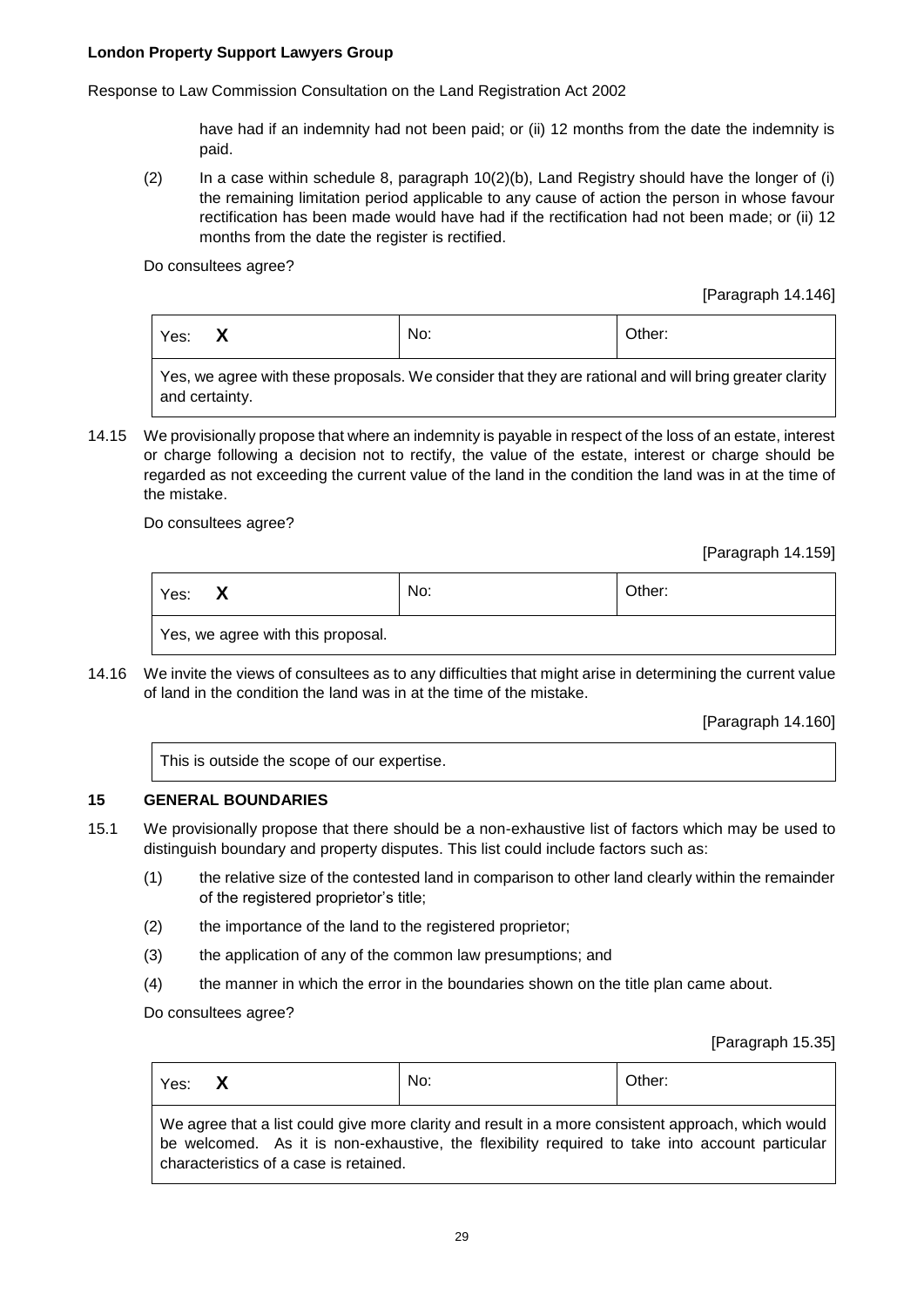have had if an indemnity had not been paid; or (ii) 12 months from the date the indemnity is paid.

(2) In a case within schedule 8, paragraph 10(2)(b), Land Registry should have the longer of (i) the remaining limitation period applicable to any cause of action the person in whose favour rectification has been made would have had if the rectification had not been made; or (ii) 12 months from the date the register is rectified.

Do consultees agree?

[Paragraph 14.146]

| Yes: **X** | No: | Other: |
|---|---|---|
| Yes, we agree with these proposals. We consider that they are rational and will bring greater clarity and certainty. | | |

14.15 We provisionally propose that where an indemnity is payable in respect of the loss of an estate, interest or charge following a decision not to rectify, the value of the estate, interest or charge should be regarded as not exceeding the current value of the land in the condition the land was in at the time of the mistake.

Do consultees agree?

[Paragraph 14.159]

| Yes: **X** | No: | Other: |
|---|---|---|
| Yes, we agree with this proposal. | | |

14.16 We invite the views of consultees as to any difficulties that might arise in determining the current value of land in the condition the land was in at the time of the mistake.

[Paragraph 14.160]

| This is outside the scope of our expertise. |
|---|

## 15 GENERAL BOUNDARIES

15.1 We provisionally propose that there should be a non-exhaustive list of factors which may be used to distinguish boundary and property disputes. This list could include factors such as:

(1) the relative size of the contested land in comparison to other land clearly within the remainder of the registered proprietor's title;

(2) the importance of the land to the registered proprietor;

(3) the application of any of the common law presumptions; and

(4) the manner in which the error in the boundaries shown on the title plan came about.

Do consultees agree?

[Paragraph 15.35]

| Yes: **X** | No: | Other: |
|---|---|---|
| We agree that a list could give more clarity and result in a more consistent approach, which would be welcomed. As it is non-exhaustive, the flexibility required to take into account particular characteristics of a case is retained. | | |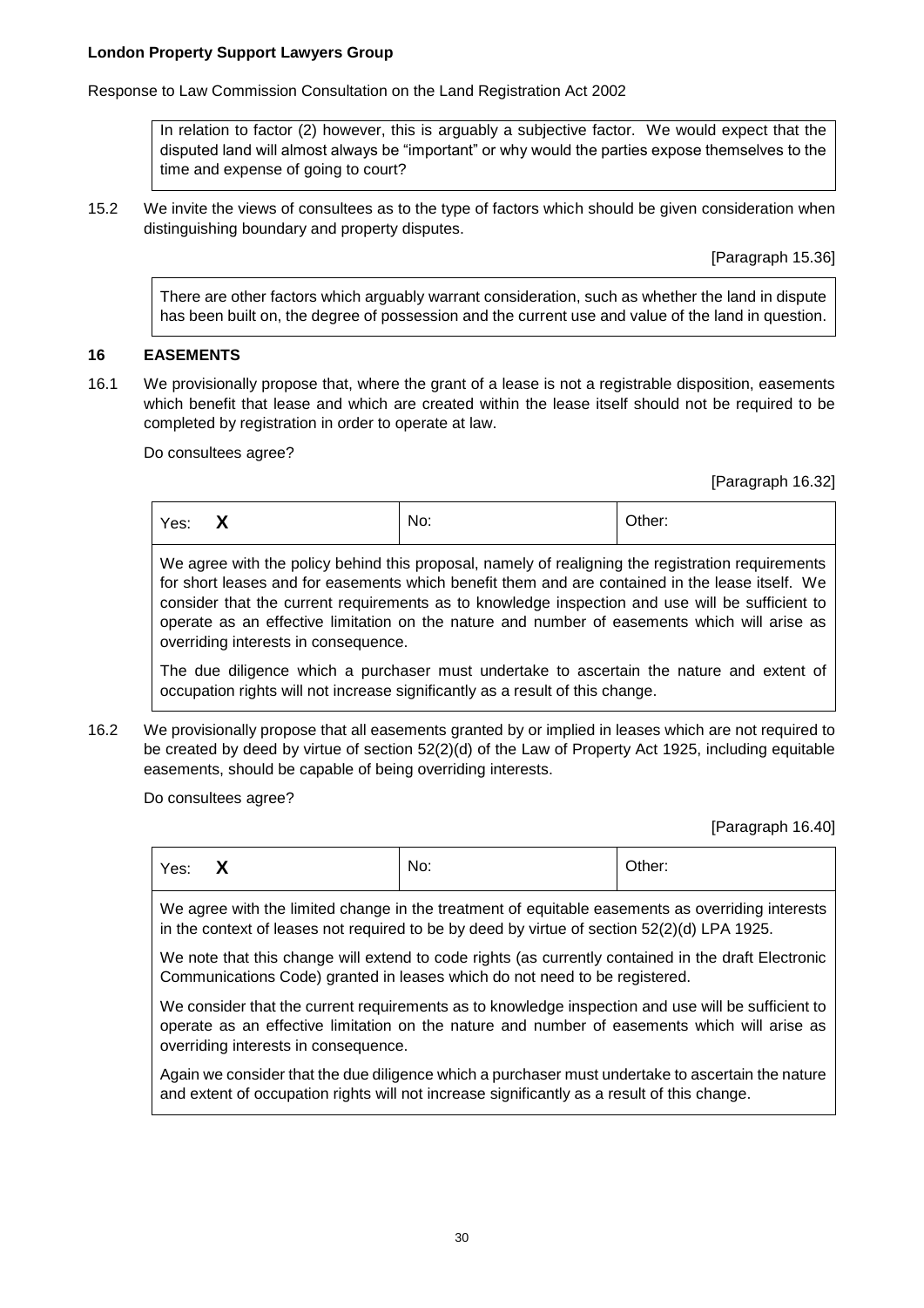In relation to factor (2) however, this is arguably a subjective factor. We would expect that the disputed land will almost always be "important" or why would the parties expose themselves to the time and expense of going to court?

15.2 We invite the views of consultees as to the type of factors which should be given consideration when distinguishing boundary and property disputes.

[Paragraph 15.36]

There are other factors which arguably warrant consideration, such as whether the land in dispute has been built on, the degree of possession and the current use and value of the land in question.

## 16 EASEMENTS

16.1 We provisionally propose that, where the grant of a lease is not a registrable disposition, easements which benefit that lease and which are created within the lease itself should not be required to be completed by registration in order to operate at law.

Do consultees agree?

[Paragraph 16.32]

| Yes: **X** | No: | Other: |
|---|---|---|

We agree with the policy behind this proposal, namely of realigning the registration requirements for short leases and for easements which benefit them and are contained in the lease itself. We consider that the current requirements as to knowledge inspection and use will be sufficient to operate as an effective limitation on the nature and number of easements which will arise as overriding interests in consequence.

The due diligence which a purchaser must undertake to ascertain the nature and extent of occupation rights will not increase significantly as a result of this change.

16.2 We provisionally propose that all easements granted by or implied in leases which are not required to be created by deed by virtue of section 52(2)(d) of the Law of Property Act 1925, including equitable easements, should be capable of being overriding interests.

Do consultees agree?

[Paragraph 16.40]

| Yes: **X** | No: | Other: |
|---|---|---|

We agree with the limited change in the treatment of equitable easements as overriding interests in the context of leases not required to be by deed by virtue of section 52(2)(d) LPA 1925.

We note that this change will extend to code rights (as currently contained in the draft Electronic Communications Code) granted in leases which do not need to be registered.

We consider that the current requirements as to knowledge inspection and use will be sufficient to operate as an effective limitation on the nature and number of easements which will arise as overriding interests in consequence.

Again we consider that the due diligence which a purchaser must undertake to ascertain the nature and extent of occupation rights will not increase significantly as a result of this change.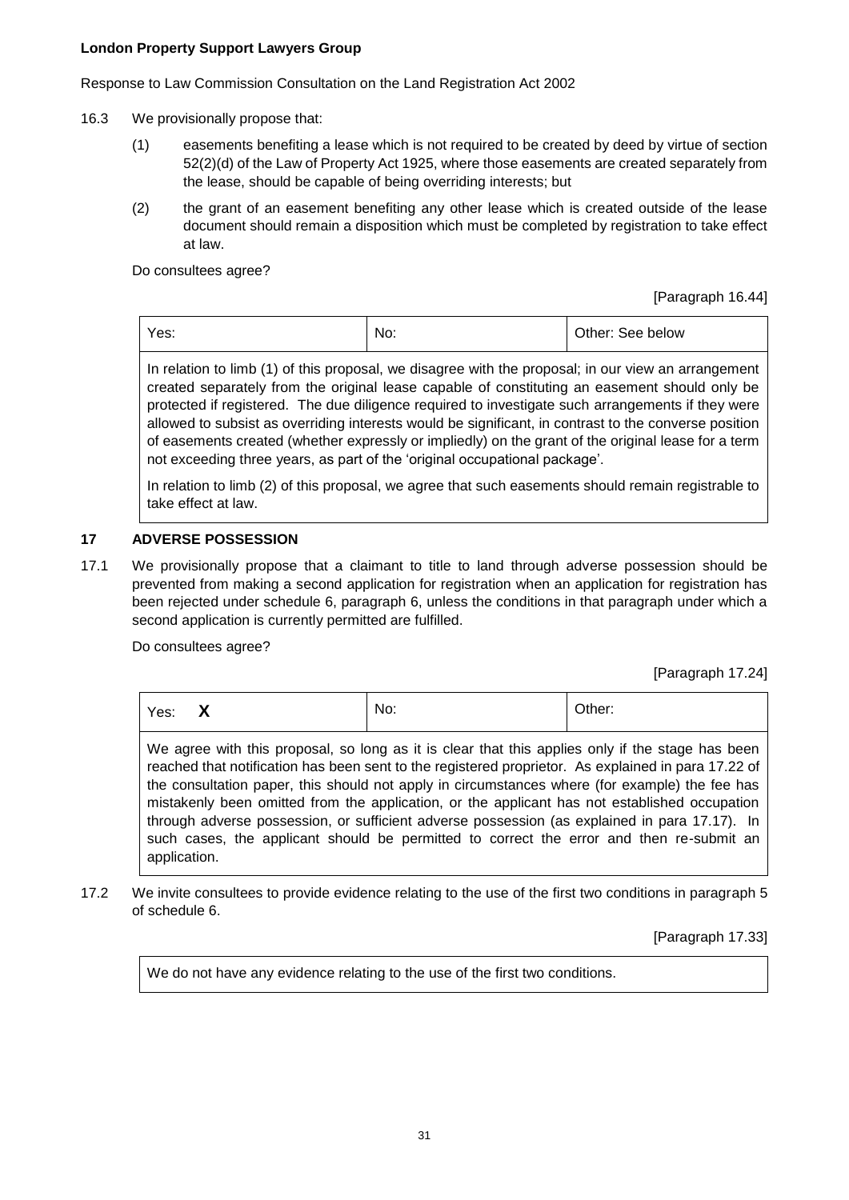16.3 We provisionally propose that:

(1) easements benefiting a lease which is not required to be created by deed by virtue of section 52(2)(d) of the Law of Property Act 1925, where those easements are created separately from the lease, should be capable of being overriding interests; but

(2) the grant of an easement benefiting any other lease which is created outside of the lease document should remain a disposition which must be completed by registration to take effect at law.

Do consultees agree?

[Paragraph 16.44]

| Yes: | No: | Other: See below |
|---|---|---|
| In relation to limb (1) of this proposal, we disagree with the proposal; in our view an arrangement created separately from the original lease capable of constituting an easement should only be protected if registered. The due diligence required to investigate such arrangements if they were allowed to subsist as overriding interests would be significant, in contrast to the converse position of easements created (whether expressly or impliedly) on the grant of the original lease for a term not exceeding three years, as part of the 'original occupational package'.<br><br>In relation to limb (2) of this proposal, we agree that such easements should remain registrable to take effect at law. | | |

## 17 ADVERSE POSSESSION

17.1 We provisionally propose that a claimant to title to land through adverse possession should be prevented from making a second application for registration when an application for registration has been rejected under schedule 6, paragraph 6, unless the conditions in that paragraph under which a second application is currently permitted are fulfilled.

Do consultees agree?

[Paragraph 17.24]

| Yes: **X** | No: | Other: |
|---|---|---|
| We agree with this proposal, so long as it is clear that this applies only if the stage has been reached that notification has been sent to the registered proprietor. As explained in para 17.22 of the consultation paper, this should not apply in circumstances where (for example) the fee has mistakenly been omitted from the application, or the applicant has not established occupation through adverse possession, or sufficient adverse possession (as explained in para 17.17). In such cases, the applicant should be permitted to correct the error and then re-submit an application. | | |

17.2 We invite consultees to provide evidence relating to the use of the first two conditions in paragraph 5 of schedule 6.

[Paragraph 17.33]

| We do not have any evidence relating to the use of the first two conditions. |
|---|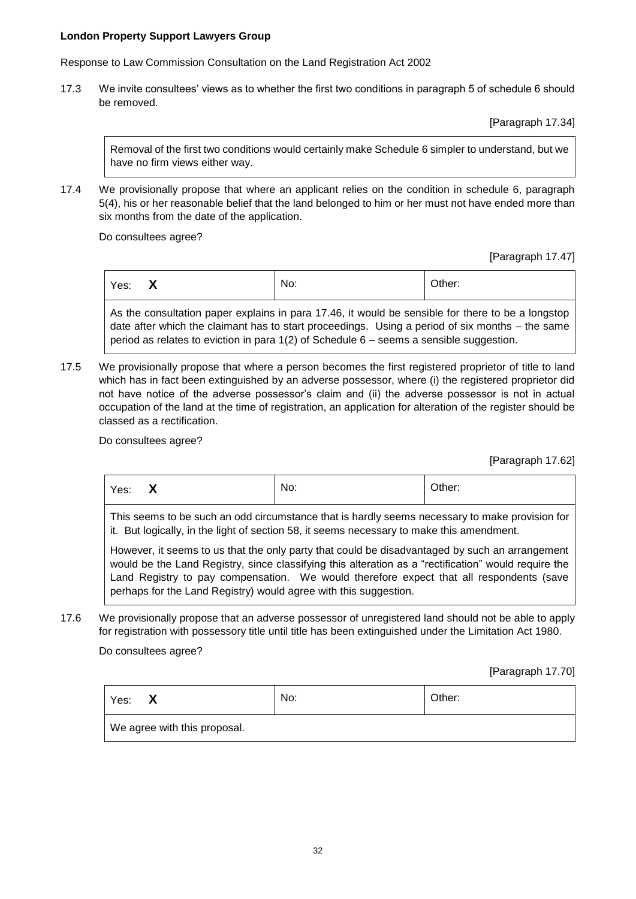**London Property Support Lawyers Group**

Response to Law Commission Consultation on the Land Registration Act 2002

17.3 We invite consultees' views as to whether the first two conditions in paragraph 5 of schedule 6 should be removed.

[Paragraph 17.34]

Removal of the first two conditions would certainly make Schedule 6 simpler to understand, but we have no firm views either way.

17.4 We provisionally propose that where an applicant relies on the condition in schedule 6, paragraph 5(4), his or her reasonable belief that the land belonged to him or her must not have ended more than six months from the date of the application.

Do consultees agree?

[Paragraph 17.47]

| Yes: **X** | No: | Other: |
|---|---|---|

As the consultation paper explains in para 17.46, it would be sensible for there to be a longstop date after which the claimant has to start proceedings. Using a period of six months – the same period as relates to eviction in para 1(2) of Schedule 6 – seems a sensible suggestion.

17.5 We provisionally propose that where a person becomes the first registered proprietor of title to land which has in fact been extinguished by an adverse possessor, where (i) the registered proprietor did not have notice of the adverse possessor's claim and (ii) the adverse possessor is not in actual occupation of the land at the time of registration, an application for alteration of the register should be classed as a rectification.

Do consultees agree?

[Paragraph 17.62]

| Yes: **X** | No: | Other: |
|---|---|---|

This seems to be such an odd circumstance that is hardly seems necessary to make provision for it. But logically, in the light of section 58, it seems necessary to make this amendment.

However, it seems to us that the only party that could be disadvantaged by such an arrangement would be the Land Registry, since classifying this alteration as a "rectification" would require the Land Registry to pay compensation. We would therefore expect that all respondents (save perhaps for the Land Registry) would agree with this suggestion.

17.6 We provisionally propose that an adverse possessor of unregistered land should not be able to apply for registration with possessory title until title has been extinguished under the Limitation Act 1980.

Do consultees agree?

[Paragraph 17.70]

| Yes: **X** | No: | Other: |
|---|---|---|

We agree with this proposal.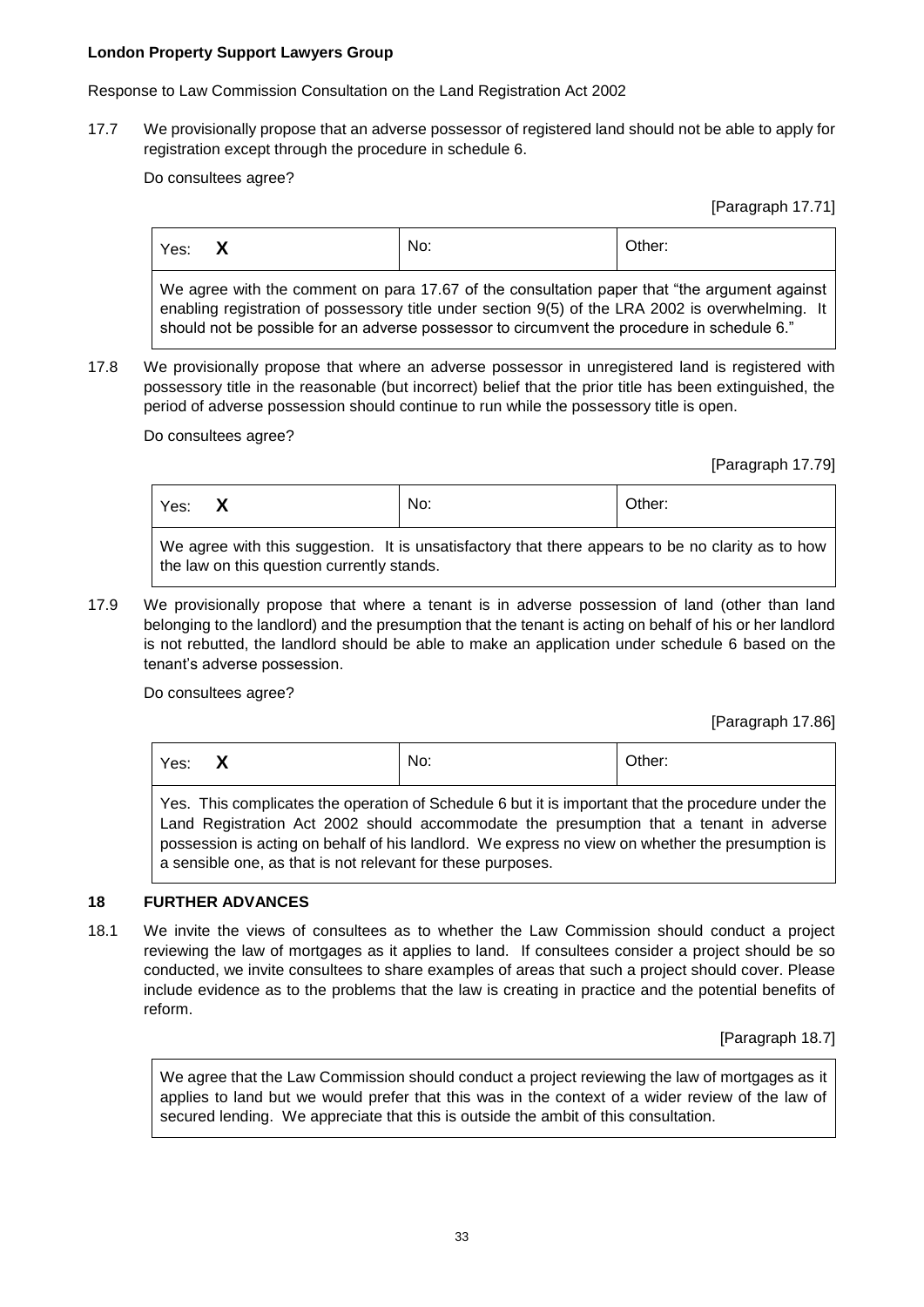**London Property Support Lawyers Group**

Response to Law Commission Consultation on the Land Registration Act 2002

17.7 We provisionally propose that an adverse possessor of registered land should not be able to apply for registration except through the procedure in schedule 6.

Do consultees agree?

[Paragraph 17.71]

| Yes: **X** | No: | Other: |
|---|---|---|

We agree with the comment on para 17.67 of the consultation paper that "the argument against enabling registration of possessory title under section 9(5) of the LRA 2002 is overwhelming. It should not be possible for an adverse possessor to circumvent the procedure in schedule 6."

17.8 We provisionally propose that where an adverse possessor in unregistered land is registered with possessory title in the reasonable (but incorrect) belief that the prior title has been extinguished, the period of adverse possession should continue to run while the possessory title is open.

Do consultees agree?

[Paragraph 17.79]

| Yes: **X** | No: | Other: |
|---|---|---|

We agree with this suggestion. It is unsatisfactory that there appears to be no clarity as to how the law on this question currently stands.

17.9 We provisionally propose that where a tenant is in adverse possession of land (other than land belonging to the landlord) and the presumption that the tenant is acting on behalf of his or her landlord is not rebutted, the landlord should be able to make an application under schedule 6 based on the tenant's adverse possession.

Do consultees agree?

[Paragraph 17.86]

| Yes: **X** | No: | Other: |
|---|---|---|

Yes. This complicates the operation of Schedule 6 but it is important that the procedure under the Land Registration Act 2002 should accommodate the presumption that a tenant in adverse possession is acting on behalf of his landlord. We express no view on whether the presumption is a sensible one, as that is not relevant for these purposes.

## 18 FURTHER ADVANCES

18.1 We invite the views of consultees as to whether the Law Commission should conduct a project reviewing the law of mortgages as it applies to land. If consultees consider a project should be so conducted, we invite consultees to share examples of areas that such a project should cover. Please include evidence as to the problems that the law is creating in practice and the potential benefits of reform.

[Paragraph 18.7]

We agree that the Law Commission should conduct a project reviewing the law of mortgages as it applies to land but we would prefer that this was in the context of a wider review of the law of secured lending. We appreciate that this is outside the ambit of this consultation.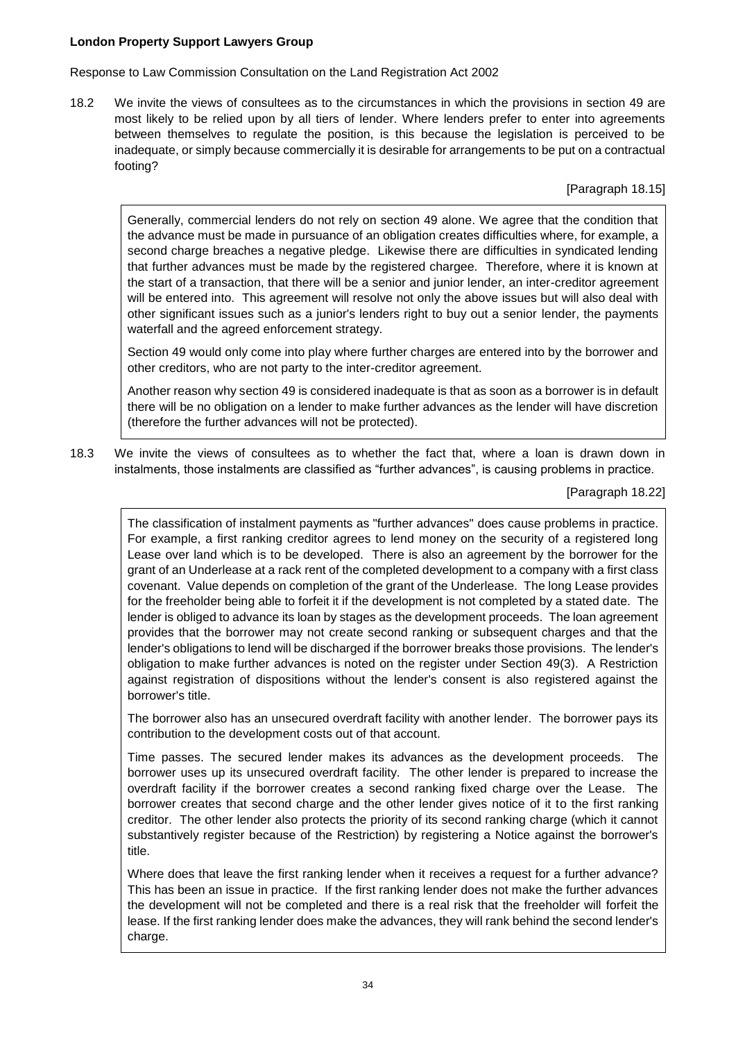**London Property Support Lawyers Group**

Response to Law Commission Consultation on the Land Registration Act 2002

18.2 We invite the views of consultees as to the circumstances in which the provisions in section 49 are most likely to be relied upon by all tiers of lender. Where lenders prefer to enter into agreements between themselves to regulate the position, is this because the legislation is perceived to be inadequate, or simply because commercially it is desirable for arrangements to be put on a contractual footing?

[Paragraph 18.15]

> Generally, commercial lenders do not rely on section 49 alone. We agree that the condition that the advance must be made in pursuance of an obligation creates difficulties where, for example, a second charge breaches a negative pledge. Likewise there are difficulties in syndicated lending that further advances must be made by the registered chargee. Therefore, where it is known at the start of a transaction, that there will be a senior and junior lender, an inter-creditor agreement will be entered into. This agreement will resolve not only the above issues but will also deal with other significant issues such as a junior's lenders right to buy out a senior lender, the payments waterfall and the agreed enforcement strategy.
>
> Section 49 would only come into play where further charges are entered into by the borrower and other creditors, who are not party to the inter-creditor agreement.
>
> Another reason why section 49 is considered inadequate is that as soon as a borrower is in default there will be no obligation on a lender to make further advances as the lender will have discretion (therefore the further advances will not be protected).

18.3 We invite the views of consultees as to whether the fact that, where a loan is drawn down in instalments, those instalments are classified as "further advances", is causing problems in practice.

[Paragraph 18.22]

> The classification of instalment payments as "further advances" does cause problems in practice. For example, a first ranking creditor agrees to lend money on the security of a registered long Lease over land which is to be developed. There is also an agreement by the borrower for the grant of an Underlease at a rack rent of the completed development to a company with a first class covenant. Value depends on completion of the grant of the Underlease. The long Lease provides for the freeholder being able to forfeit it if the development is not completed by a stated date. The lender is obliged to advance its loan by stages as the development proceeds. The loan agreement provides that the borrower may not create second ranking or subsequent charges and that the lender's obligations to lend will be discharged if the borrower breaks those provisions. The lender's obligation to make further advances is noted on the register under Section 49(3). A Restriction against registration of dispositions without the lender's consent is also registered against the borrower's title.
>
> The borrower also has an unsecured overdraft facility with another lender. The borrower pays its contribution to the development costs out of that account.
>
> Time passes. The secured lender makes its advances as the development proceeds. The borrower uses up its unsecured overdraft facility. The other lender is prepared to increase the overdraft facility if the borrower creates a second ranking fixed charge over the Lease. The borrower creates that second charge and the other lender gives notice of it to the first ranking creditor. The other lender also protects the priority of its second ranking charge (which it cannot substantively register because of the Restriction) by registering a Notice against the borrower's title.
>
> Where does that leave the first ranking lender when it receives a request for a further advance? This has been an issue in practice. If the first ranking lender does not make the further advances the development will not be completed and there is a real risk that the freeholder will forfeit the lease. If the first ranking lender does make the advances, they will rank behind the second lender's charge.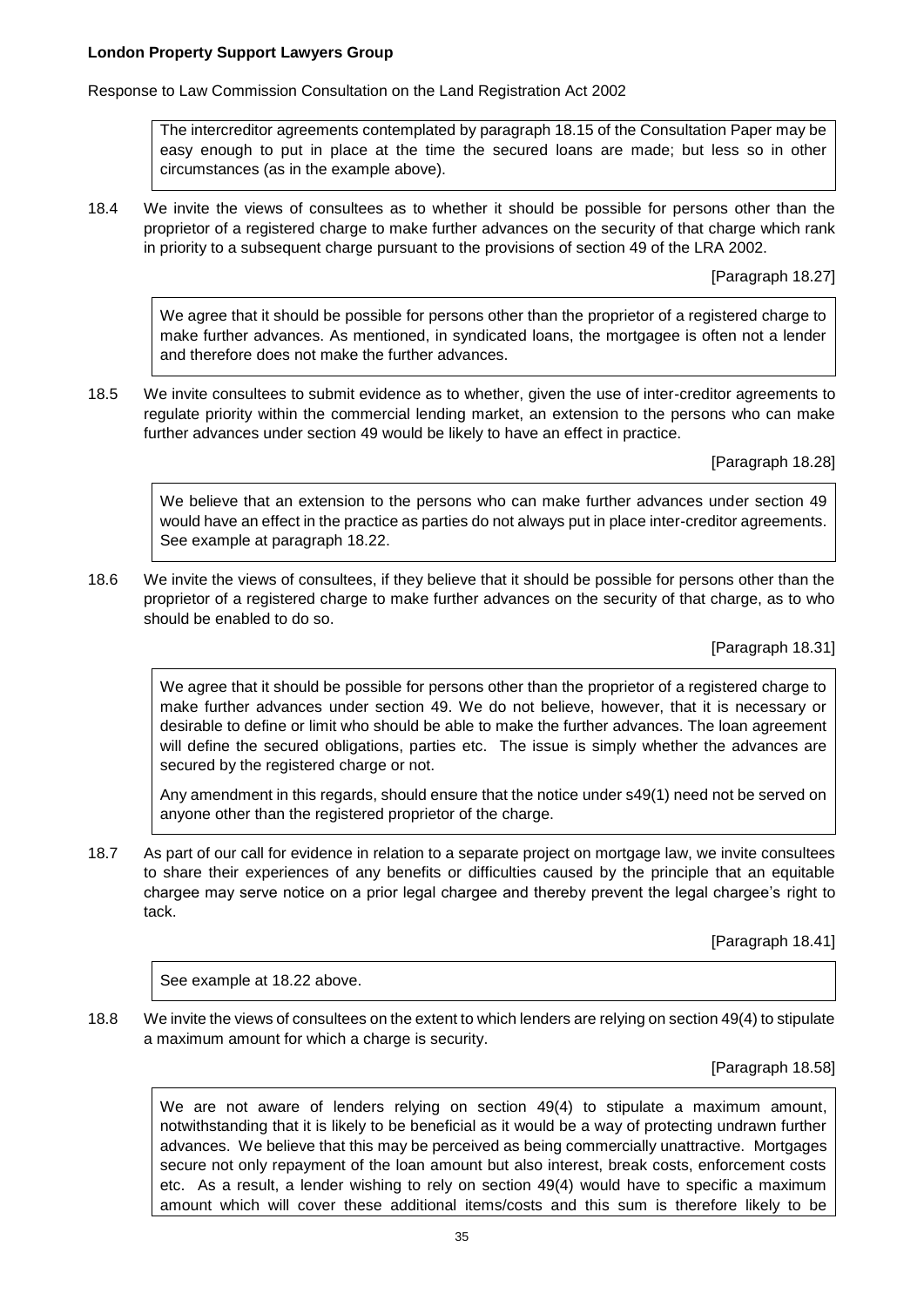The intercreditor agreements contemplated by paragraph 18.15 of the Consultation Paper may be easy enough to put in place at the time the secured loans are made; but less so in other circumstances (as in the example above).

18.4 We invite the views of consultees as to whether it should be possible for persons other than the proprietor of a registered charge to make further advances on the security of that charge which rank in priority to a subsequent charge pursuant to the provisions of section 49 of the LRA 2002.

[Paragraph 18.27]

We agree that it should be possible for persons other than the proprietor of a registered charge to make further advances. As mentioned, in syndicated loans, the mortgagee is often not a lender and therefore does not make the further advances.

18.5 We invite consultees to submit evidence as to whether, given the use of inter-creditor agreements to regulate priority within the commercial lending market, an extension to the persons who can make further advances under section 49 would be likely to have an effect in practice.

[Paragraph 18.28]

We believe that an extension to the persons who can make further advances under section 49 would have an effect in the practice as parties do not always put in place inter-creditor agreements. See example at paragraph 18.22.

18.6 We invite the views of consultees, if they believe that it should be possible for persons other than the proprietor of a registered charge to make further advances on the security of that charge, as to who should be enabled to do so.

[Paragraph 18.31]

We agree that it should be possible for persons other than the proprietor of a registered charge to make further advances under section 49. We do not believe, however, that it is necessary or desirable to define or limit who should be able to make the further advances. The loan agreement will define the secured obligations, parties etc. The issue is simply whether the advances are secured by the registered charge or not.

Any amendment in this regards, should ensure that the notice under s49(1) need not be served on anyone other than the registered proprietor of the charge.

18.7 As part of our call for evidence in relation to a separate project on mortgage law, we invite consultees to share their experiences of any benefits or difficulties caused by the principle that an equitable chargee may serve notice on a prior legal chargee and thereby prevent the legal chargee's right to tack.

[Paragraph 18.41]

See example at 18.22 above.

18.8 We invite the views of consultees on the extent to which lenders are relying on section 49(4) to stipulate a maximum amount for which a charge is security.

[Paragraph 18.58]

We are not aware of lenders relying on section 49(4) to stipulate a maximum amount, notwithstanding that it is likely to be beneficial as it would be a way of protecting undrawn further advances. We believe that this may be perceived as being commercially unattractive. Mortgages secure not only repayment of the loan amount but also interest, break costs, enforcement costs etc. As a result, a lender wishing to rely on section 49(4) would have to specific a maximum amount which will cover these additional items/costs and this sum is therefore likely to be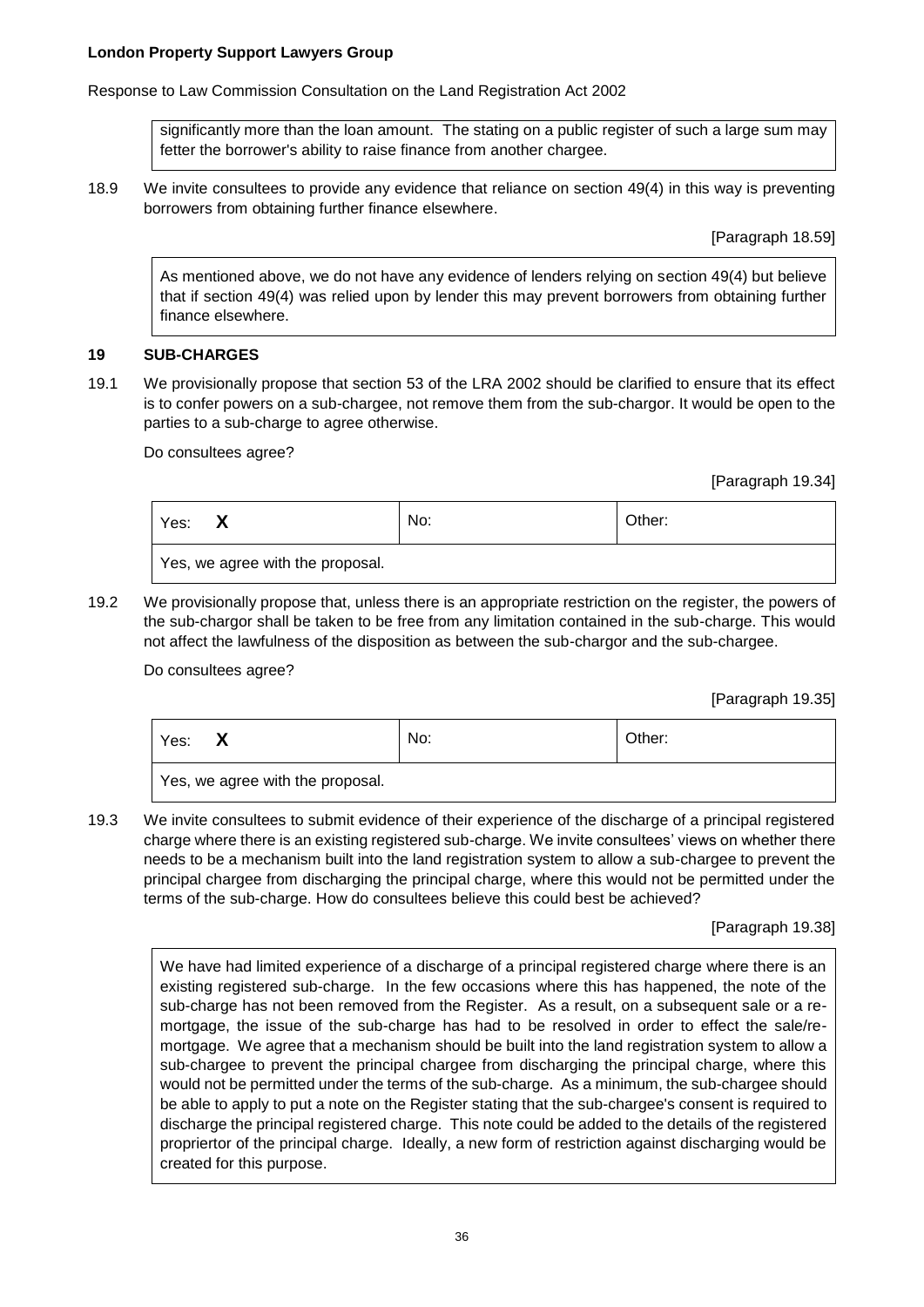significantly more than the loan amount. The stating on a public register of such a large sum may fetter the borrower's ability to raise finance from another chargee.

18.9 We invite consultees to provide any evidence that reliance on section 49(4) in this way is preventing borrowers from obtaining further finance elsewhere.

[Paragraph 18.59]

As mentioned above, we do not have any evidence of lenders relying on section 49(4) but believe that if section 49(4) was relied upon by lender this may prevent borrowers from obtaining further finance elsewhere.

## 19 SUB-CHARGES

19.1 We provisionally propose that section 53 of the LRA 2002 should be clarified to ensure that its effect is to confer powers on a sub-chargee, not remove them from the sub-chargor. It would be open to the parties to a sub-charge to agree otherwise.

Do consultees agree?

[Paragraph 19.34]

| Yes: **X** | No: | Other: |
|---|---|---|
| Yes, we agree with the proposal. | | |

19.2 We provisionally propose that, unless there is an appropriate restriction on the register, the powers of the sub-chargor shall be taken to be free from any limitation contained in the sub-charge. This would not affect the lawfulness of the disposition as between the sub-chargor and the sub-chargee.

Do consultees agree?

[Paragraph 19.35]

| Yes: **X** | No: | Other: |
|---|---|---|
| Yes, we agree with the proposal. | | |

19.3 We invite consultees to submit evidence of their experience of the discharge of a principal registered charge where there is an existing registered sub-charge. We invite consultees' views on whether there needs to be a mechanism built into the land registration system to allow a sub-chargee to prevent the principal chargee from discharging the principal charge, where this would not be permitted under the terms of the sub-charge. How do consultees believe this could best be achieved?

[Paragraph 19.38]

We have had limited experience of a discharge of a principal registered charge where there is an existing registered sub-charge. In the few occasions where this has happened, the note of the sub-charge has not been removed from the Register. As a result, on a subsequent sale or a re-mortgage, the issue of the sub-charge has had to be resolved in order to effect the sale/re-mortgage. We agree that a mechanism should be built into the land registration system to allow a sub-chargee to prevent the principal chargee from discharging the principal charge, where this would not be permitted under the terms of the sub-charge. As a minimum, the sub-chargee should be able to apply to put a note on the Register stating that the sub-chargee's consent is required to discharge the principal registered charge. This note could be added to the details of the registered propriertor of the principal charge. Ideally, a new form of restriction against discharging would be created for this purpose.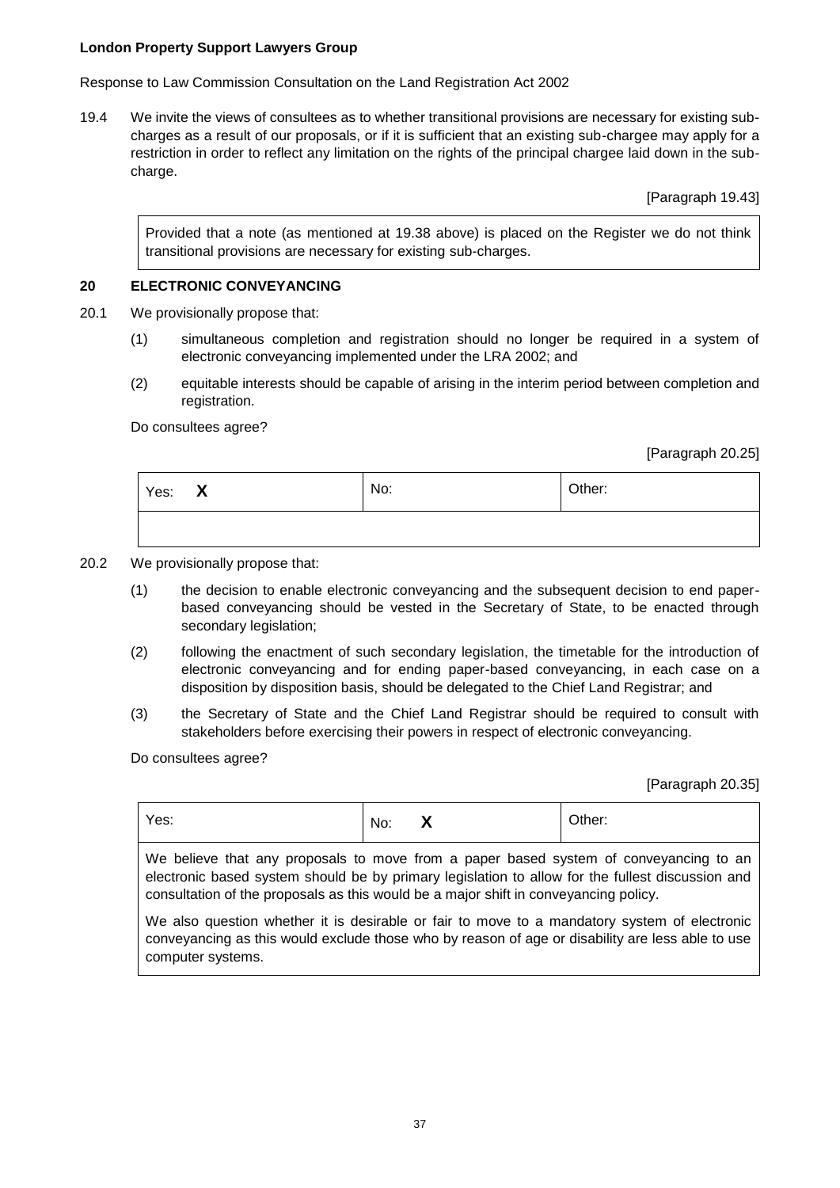**London Property Support Lawyers Group**

Response to Law Commission Consultation on the Land Registration Act 2002

19.4 We invite the views of consultees as to whether transitional provisions are necessary for existing sub-charges as a result of our proposals, or if it is sufficient that an existing sub-chargee may apply for a restriction in order to reflect any limitation on the rights of the principal chargee laid down in the sub-charge.

[Paragraph 19.43]

Provided that a note (as mentioned at 19.38 above) is placed on the Register we do not think transitional provisions are necessary for existing sub-charges.

## 20 ELECTRONIC CONVEYANCING

20.1 We provisionally propose that:

(1) simultaneous completion and registration should no longer be required in a system of electronic conveyancing implemented under the LRA 2002; and

(2) equitable interests should be capable of arising in the interim period between completion and registration.

Do consultees agree?

[Paragraph 20.25]

| Yes: **X** | No: | Other: |
| --- | --- | --- |
| | | |

20.2 We provisionally propose that:

(1) the decision to enable electronic conveyancing and the subsequent decision to end paper-based conveyancing should be vested in the Secretary of State, to be enacted through secondary legislation;

(2) following the enactment of such secondary legislation, the timetable for the introduction of electronic conveyancing and for ending paper-based conveyancing, in each case on a disposition by disposition basis, should be delegated to the Chief Land Registrar; and

(3) the Secretary of State and the Chief Land Registrar should be required to consult with stakeholders before exercising their powers in respect of electronic conveyancing.

Do consultees agree?

[Paragraph 20.35]

| Yes: | No: **X** | Other: |
| --- | --- | --- |
| We believe that any proposals to move from a paper based system of conveyancing to an electronic based system should be by primary legislation to allow for the fullest discussion and consultation of the proposals as this would be a major shift in conveyancing policy.<br><br>We also question whether it is desirable or fair to move to a mandatory system of electronic conveyancing as this would exclude those who by reason of age or disability are less able to use computer systems. | | |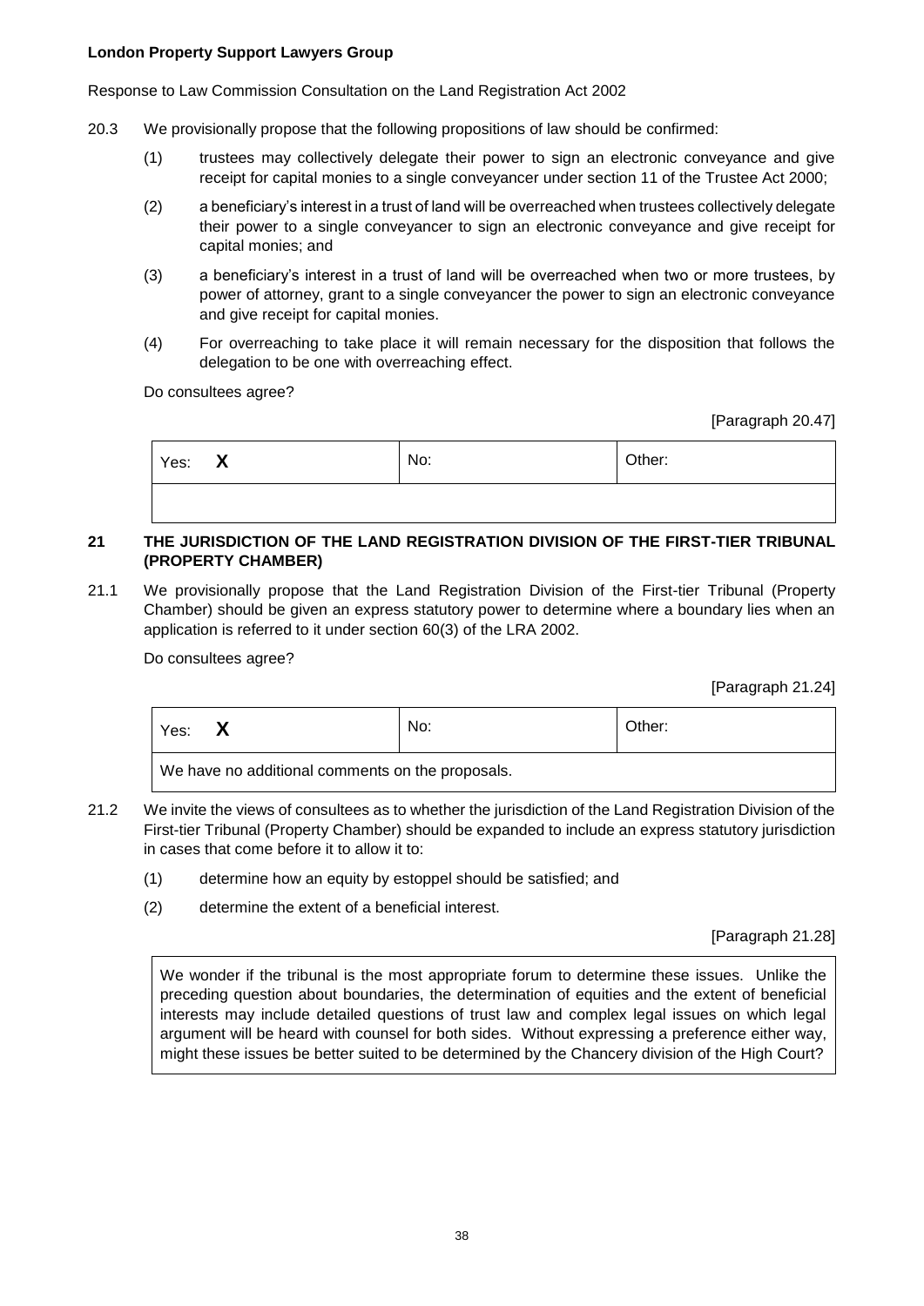**London Property Support Lawyers Group**

Response to Law Commission Consultation on the Land Registration Act 2002

20.3 We provisionally propose that the following propositions of law should be confirmed:

(1) trustees may collectively delegate their power to sign an electronic conveyance and give receipt for capital monies to a single conveyancer under section 11 of the Trustee Act 2000;

(2) a beneficiary's interest in a trust of land will be overreached when trustees collectively delegate their power to a single conveyancer to sign an electronic conveyance and give receipt for capital monies; and

(3) a beneficiary's interest in a trust of land will be overreached when two or more trustees, by power of attorney, grant to a single conveyancer the power to sign an electronic conveyance and give receipt for capital monies.

(4) For overreaching to take place it will remain necessary for the disposition that follows the delegation to be one with overreaching effect.

Do consultees agree?

[Paragraph 20.47]

| Yes: **X** | No: | Other: |
|---|---|---|
| | | |

## 21 THE JURISDICTION OF THE LAND REGISTRATION DIVISION OF THE FIRST-TIER TRIBUNAL (PROPERTY CHAMBER)

21.1 We provisionally propose that the Land Registration Division of the First-tier Tribunal (Property Chamber) should be given an express statutory power to determine where a boundary lies when an application is referred to it under section 60(3) of the LRA 2002.

Do consultees agree?

[Paragraph 21.24]

| Yes: **X** | No: | Other: |
|---|---|---|
| We have no additional comments on the proposals. | | |

21.2 We invite the views of consultees as to whether the jurisdiction of the Land Registration Division of the First-tier Tribunal (Property Chamber) should be expanded to include an express statutory jurisdiction in cases that come before it to allow it to:

(1) determine how an equity by estoppel should be satisfied; and

(2) determine the extent of a beneficial interest.

[Paragraph 21.28]

We wonder if the tribunal is the most appropriate forum to determine these issues. Unlike the preceding question about boundaries, the determination of equities and the extent of beneficial interests may include detailed questions of trust law and complex legal issues on which legal argument will be heard with counsel for both sides. Without expressing a preference either way, might these issues be better suited to be determined by the Chancery division of the High Court?